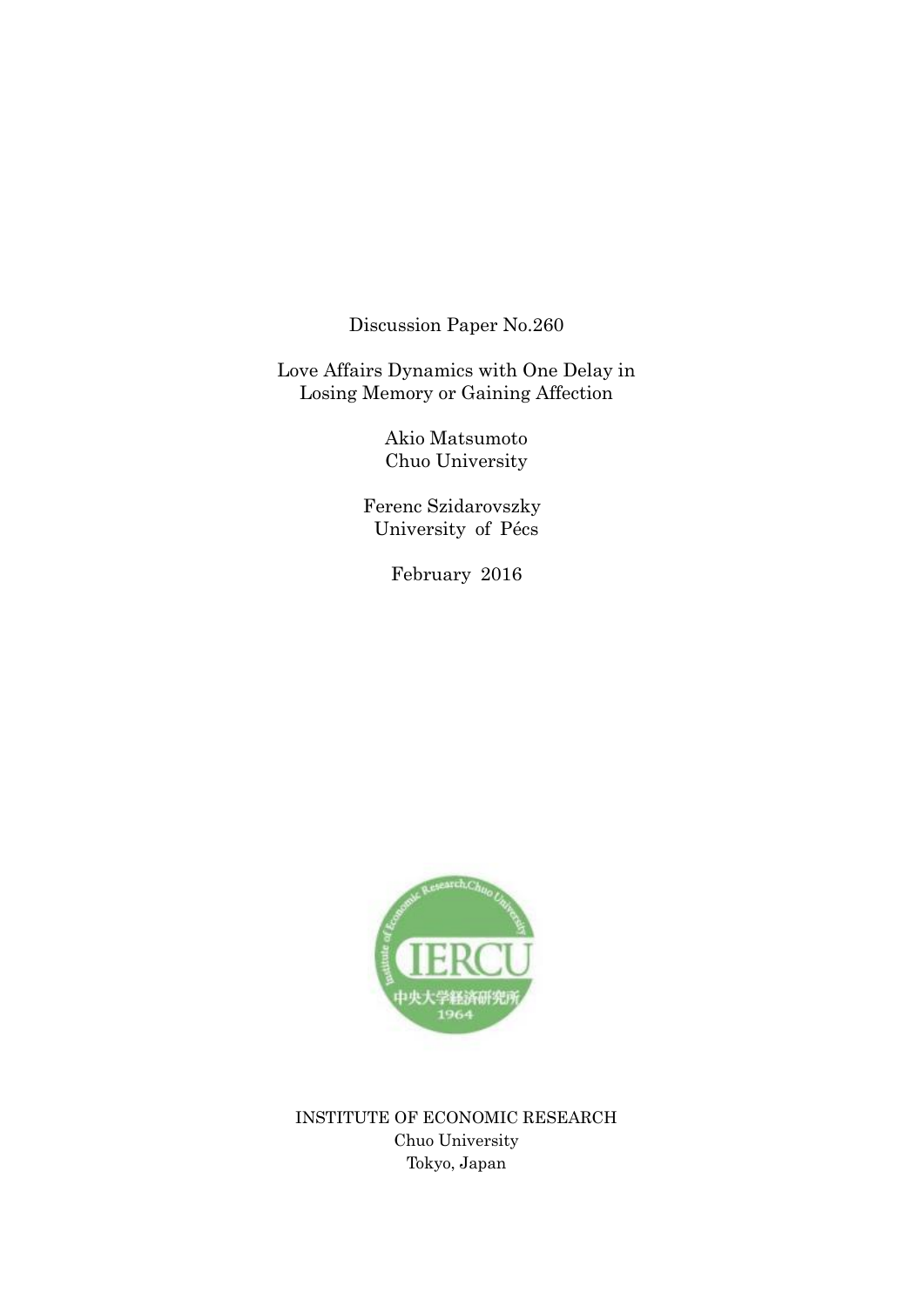Discussion Paper No.260

# Love Affairs Dynamics with One Delay in Losing Memory or Gaining Affection

Akio Matsumoto
Chuo University

Ferenc Szidarovszky
University of Pécs

February 2016

INSTITUTE OF ECONOMIC RESEARCH
Chuo University
Tokyo, Japan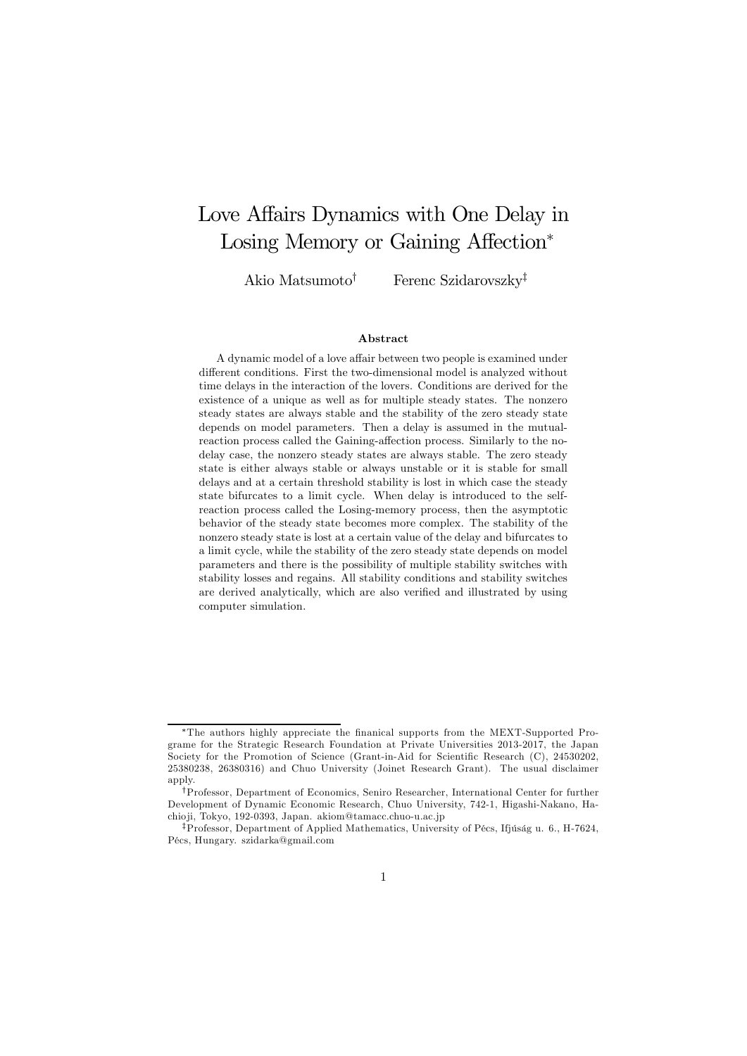# Love Affairs Dynamics with One Delay in Losing Memory or Gaining Affection*

Akio Matsumoto† Ferenc Szidarovszky‡

### Abstract

A dynamic model of a love affair between two people is examined under different conditions. First the two-dimensional model is analyzed without time delays in the interaction of the lovers. Conditions are derived for the existence of a unique as well as for multiple steady states. The nonzero steady states are always stable and the stability of the zero steady state depends on model parameters. Then a delay is assumed in the mutual-reaction process called the Gaining-affection process. Similarly to the no-delay case, the nonzero steady states are always stable. The zero steady state is either always stable or always unstable or it is stable for small delays and at a certain threshold stability is lost in which case the steady state bifurcates to a limit cycle. When delay is introduced to the self-reaction process called the Losing-memory process, then the asymptotic behavior of the steady state becomes more complex. The stability of the nonzero steady state is lost at a certain value of the delay and bifurcates to a limit cycle, while the stability of the zero steady state depends on model parameters and there is the possibility of multiple stability switches with stability losses and regains. All stability conditions and stability switches are derived analytically, which are also verified and illustrated by using computer simulation.

---

*The authors highly appreciate the finanical supports from the MEXT-Supported Programe for the Strategic Research Foundation at Private Universities 2013-2017, the Japan Society for the Promotion of Science (Grant-in-Aid for Scientific Research (C), 24530202, 25380238, 26380316) and Chuo University (Joinet Research Grant). The usual disclaimer apply.

†Professor, Department of Economics, Seniro Researcher, International Center for further Development of Dynamic Economic Research, Chuo University, 742-1, Higashi-Nakano, Hachioji, Tokyo, 192-0393, Japan. akiom@tamacc.chuo-u.ac.jp

‡Professor, Department of Applied Mathematics, University of Pécs, Ifjúság u. 6., H-7624, Pécs, Hungary. szidarka@gmail.com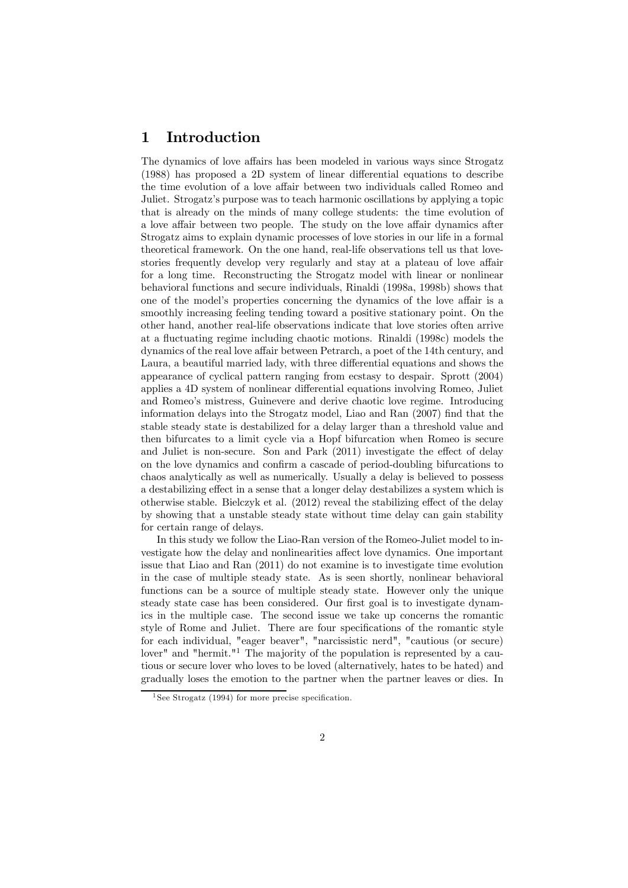# 1 Introduction

The dynamics of love affairs has been modeled in various ways since Strogatz (1988) has proposed a 2D system of linear differential equations to describe the time evolution of a love affair between two individuals called Romeo and Juliet. Strogatz's purpose was to teach harmonic oscillations by applying a topic that is already on the minds of many college students: the time evolution of a love affair between two people. The study on the love affair dynamics after Strogatz aims to explain dynamic processes of love stories in our life in a formal theoretical framework. On the one hand, real-life observations tell us that love-stories frequently develop very regularly and stay at a plateau of love affair for a long time. Reconstructing the Strogatz model with linear or nonlinear behavioral functions and secure individuals, Rinaldi (1998a, 1998b) shows that one of the model's properties concerning the dynamics of the love affair is a smoothly increasing feeling tending toward a positive stationary point. On the other hand, another real-life observations indicate that love stories often arrive at a fluctuating regime including chaotic motions. Rinaldi (1998c) models the dynamics of the real love affair between Petrarch, a poet of the 14th century, and Laura, a beautiful married lady, with three differential equations and shows the appearance of cyclical pattern ranging from ecstasy to despair. Sprott (2004) applies a 4D system of nonlinear differential equations involving Romeo, Juliet and Romeo's mistress, Guinevere and derive chaotic love regime. Introducing information delays into the Strogatz model, Liao and Ran (2007) find that the stable steady state is destabilized for a delay larger than a threshold value and then bifurcates to a limit cycle via a Hopf bifurcation when Romeo is secure and Juliet is non-secure. Son and Park (2011) investigate the effect of delay on the love dynamics and confirm a cascade of period-doubling bifurcations to chaos analytically as well as numerically. Usually a delay is believed to possess a destabilizing effect in a sense that a longer delay destabilizes a system which is otherwise stable. Bielczyk et al. (2012) reveal the stabilizing effect of the delay by showing that a unstable steady state without time delay can gain stability for certain range of delays.

In this study we follow the Liao-Ran version of the Romeo-Juliet model to investigate how the delay and nonlinearities affect love dynamics. One important issue that Liao and Ran (2011) do not examine is to investigate time evolution in the case of multiple steady state. As is seen shortly, nonlinear behavioral functions can be a source of multiple steady state. However only the unique steady state case has been considered. Our first goal is to investigate dynamics in the multiple case. The second issue we take up concerns the romantic style of Rome and Juliet. There are four specifications of the romantic style for each individual, "eager beaver", "narcissistic nerd", "cautious (or secure) lover" and "hermit."[1] The majority of the population is represented by a cautious or secure lover who loves to be loved (alternatively, hates to be hated) and gradually loses the emotion to the partner when the partner leaves or dies. In

[1] See Strogatz (1994) for more precise specification.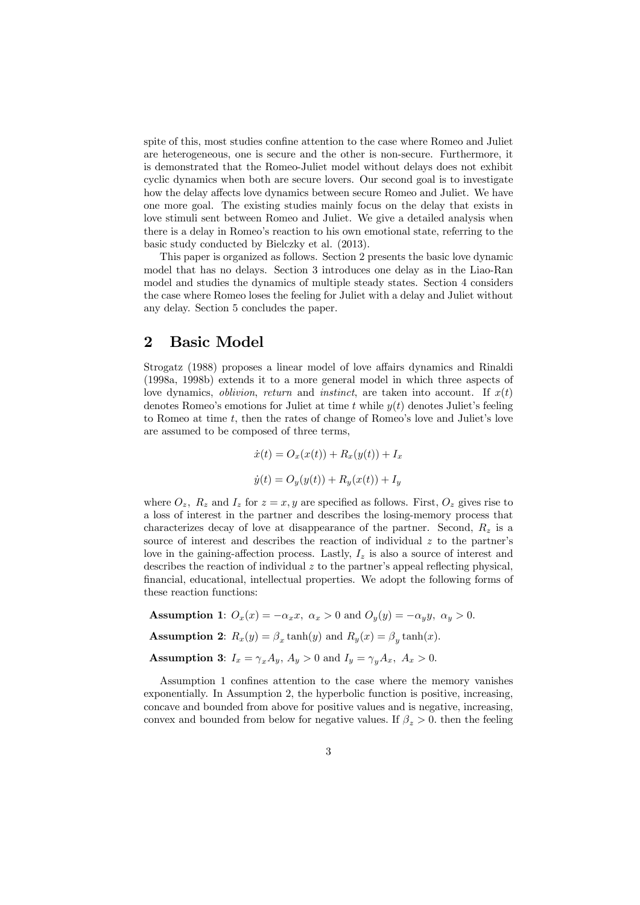spite of this, most studies confine attention to the case where Romeo and Juliet are heterogeneous, one is secure and the other is non-secure. Furthermore, it is demonstrated that the Romeo-Juliet model without delays does not exhibit cyclic dynamics when both are secure lovers. Our second goal is to investigate how the delay affects love dynamics between secure Romeo and Juliet. We have one more goal. The existing studies mainly focus on the delay that exists in love stimuli sent between Romeo and Juliet. We give a detailed analysis when there is a delay in Romeo's reaction to his own emotional state, referring to the basic study conducted by Bielczky et al. (2013).

This paper is organized as follows. Section 2 presents the basic love dynamic model that has no delays. Section 3 introduces one delay as in the Liao-Ran model and studies the dynamics of multiple steady states. Section 4 considers the case where Romeo loses the feeling for Juliet with a delay and Juliet without any delay. Section 5 concludes the paper.

## 2 Basic Model

Strogatz (1988) proposes a linear model of love affairs dynamics and Rinaldi (1998a, 1998b) extends it to a more general model in which three aspects of love dynamics, *oblivion*, *return* and *instinct*, are taken into account. If $x(t)$ denotes Romeo's emotions for Juliet at time $t$ while $y(t)$ denotes Juliet's feeling to Romeo at time $t$, then the rates of change of Romeo's love and Juliet's love are assumed to be composed of three terms,

$$\dot{x}(t) = O_x(x(t)) + R_x(y(t)) + I_x$$

$$\dot{y}(t) = O_y(y(t)) + R_y(x(t)) + I_y$$

where $O_z$, $R_z$ and $I_z$ for $z = x, y$ are specified as follows. First, $O_z$ gives rise to a loss of interest in the partner and describes the losing-memory process that characterizes decay of love at disappearance of the partner. Second, $R_z$ is a source of interest and describes the reaction of individual $z$ to the partner's love in the gaining-affection process. Lastly, $I_z$ is also a source of interest and describes the reaction of individual $z$ to the partner's appeal reflecting physical, financial, educational, intellectual properties. We adopt the following forms of these reaction functions:

**Assumption 1**: $O_x(x) = -\alpha_x x,\ \alpha_x > 0$ and $O_y(y) = -\alpha_y y,\ \alpha_y > 0$.

**Assumption 2**: $R_x(y) = \beta_x \tanh(y)$ and $R_y(x) = \beta_y \tanh(x)$.

**Assumption 3**: $I_x = \gamma_x A_y,\ A_y > 0$ and $I_y = \gamma_y A_x,\ A_x > 0$.

Assumption 1 confines attention to the case where the memory vanishes exponentially. In Assumption 2, the hyperbolic function is positive, increasing, concave and bounded from above for positive values and is negative, increasing, convex and bounded from below for negative values. If $\beta_z > 0$. then the feeling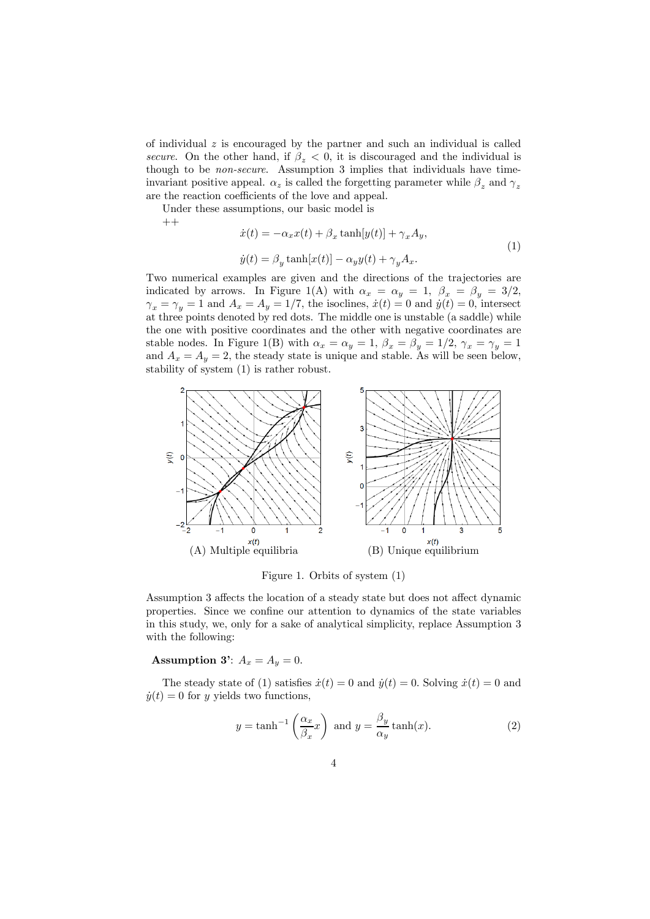of individual $z$ is encouraged by the partner and such an individual is called *secure*. On the other hand, if $\beta_z < 0$, it is discouraged and the individual is though to be *non-secure*. Assumption 3 implies that individuals have time-invariant positive appeal. $\alpha_z$ is called the forgetting parameter while $\beta_z$ and $\gamma_z$ are the reaction coefficients of the love and appeal.

Under these assumptions, our basic model is

++

$$
\begin{aligned}
\dot{x}(t) &= -\alpha_x x(t) + \beta_x \tanh[y(t)] + \gamma_x A_y, \\
\dot{y}(t) &= \beta_y \tanh[x(t)] - \alpha_y y(t) + \gamma_y A_x.
\end{aligned}
\tag{1}
$$

Two numerical examples are given and the directions of the trajectories are indicated by arrows. In Figure 1(A) with $\alpha_x = \alpha_y = 1$, $\beta_x = \beta_y = 3/2$, $\gamma_x = \gamma_y = 1$ and $A_x = A_y = 1/7$, the isoclines, $\dot{x}(t) = 0$ and $\dot{y}(t) = 0$, intersect at three points denoted by red dots. The middle one is unstable (a saddle) while the one with positive coordinates and the other with negative coordinates are stable nodes. In Figure 1(B) with $\alpha_x = \alpha_y = 1$, $\beta_x = \beta_y = 1/2$, $\gamma_x = \gamma_y = 1$ and $A_x = A_y = 2$, the steady state is unique and stable. As will be seen below, stability of system (1) is rather robust.

(A) Multiple equilibria

(B) Unique equilibrium

Figure 1. Orbits of system (1)

Assumption 3 affects the location of a steady state but does not affect dynamic properties. Since we confine our attention to dynamics of the state variables in this study, we, only for a sake of analytical simplicity, replace Assumption 3 with the following:

**Assumption 3'**: $A_x = A_y = 0$.

The steady state of (1) satisfies $\dot{x}(t) = 0$ and $\dot{y}(t) = 0$. Solving $\dot{x}(t) = 0$ and $\dot{y}(t) = 0$ for $y$ yields two functions,

$$
y = \tanh^{-1}\left(\frac{\alpha_x}{\beta_x}x\right) \text{ and } y = \frac{\beta_y}{\alpha_y}\tanh(x).
\tag{2}
$$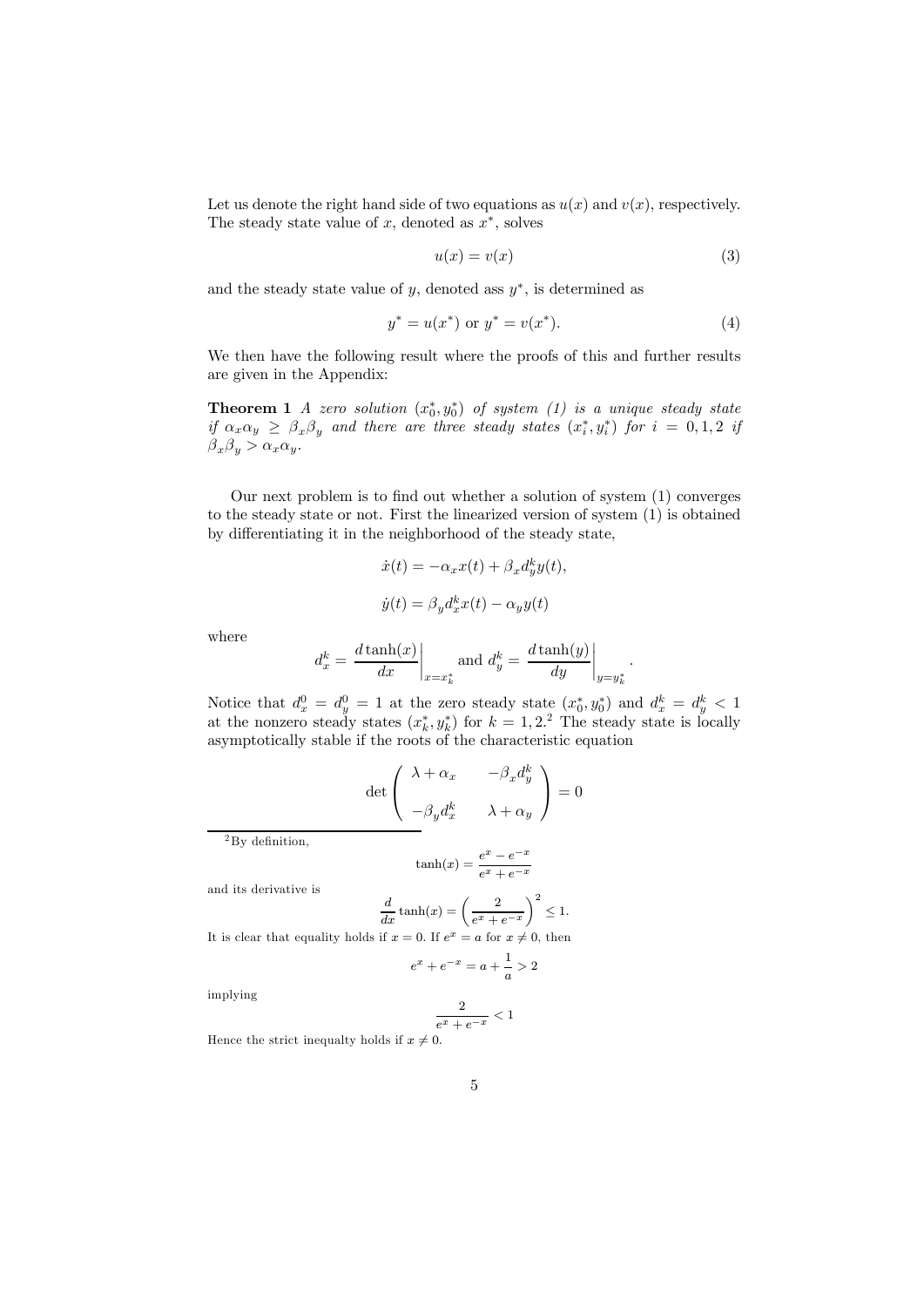Let us denote the right hand side of two equations as $u(x)$ and $v(x)$, respectively. The steady state value of $x$, denoted as $x^*$, solves

$$u(x) = v(x) \tag{3}$$

and the steady state value of $y$, denoted ass $y^*$, is determined as

$$y^* = u(x^*) \text{ or } y^* = v(x^*). \tag{4}$$

We then have the following result where the proofs of this and further results are given in the Appendix:

**Theorem 1** *A zero solution $(x_0^*, y_0^*)$ of system (1) is a unique steady state if $\alpha_x \alpha_y \geq \beta_x \beta_y$ and there are three steady states $(x_i^*, y_i^*)$ for $i = 0, 1, 2$ if $\beta_x \beta_y > \alpha_x \alpha_y$.*

Our next problem is to find out whether a solution of system (1) converges to the steady state or not. First the linearized version of system (1) is obtained by differentiating it in the neighborhood of the steady state,

$$\dot{x}(t) = -\alpha_x x(t) + \beta_x d_y^k y(t),$$

$$\dot{y}(t) = \beta_y d_x^k x(t) - \alpha_y y(t)$$

where

$$d_x^k = \left.\frac{d\tanh(x)}{dx}\right|_{x=x_k^*} \text{ and } d_y^k = \left.\frac{d\tanh(y)}{dy}\right|_{y=y_k^*}.$$

Notice that $d_x^0 = d_y^0 = 1$ at the zero steady state $(x_0^*, y_0^*)$ and $d_x^k = d_y^k < 1$ at the nonzero steady states $(x_k^*, y_k^*)$ for $k = 1, 2$.[2] The steady state is locally asymptotically stable if the roots of the characteristic equation

$$\det \begin{pmatrix} \lambda + \alpha_x & -\beta_x d_y^k \\ -\beta_y d_x^k & \lambda + \alpha_y \end{pmatrix} = 0$$

---

[2] By definition,

$$\tanh(x) = \frac{e^x - e^{-x}}{e^x + e^{-x}}$$

and its derivative is

$$\frac{d}{dx}\tanh(x) = \left(\frac{2}{e^x + e^{-x}}\right)^2 \leq 1.$$

It is clear that equality holds if $x = 0$. If $e^x = a$ for $x \neq 0$, then

$$e^x + e^{-x} = a + \frac{1}{a} > 2$$

implying

$$\frac{2}{e^x + e^{-x}} < 1$$

Hence the strict inequalty holds if $x \neq 0$.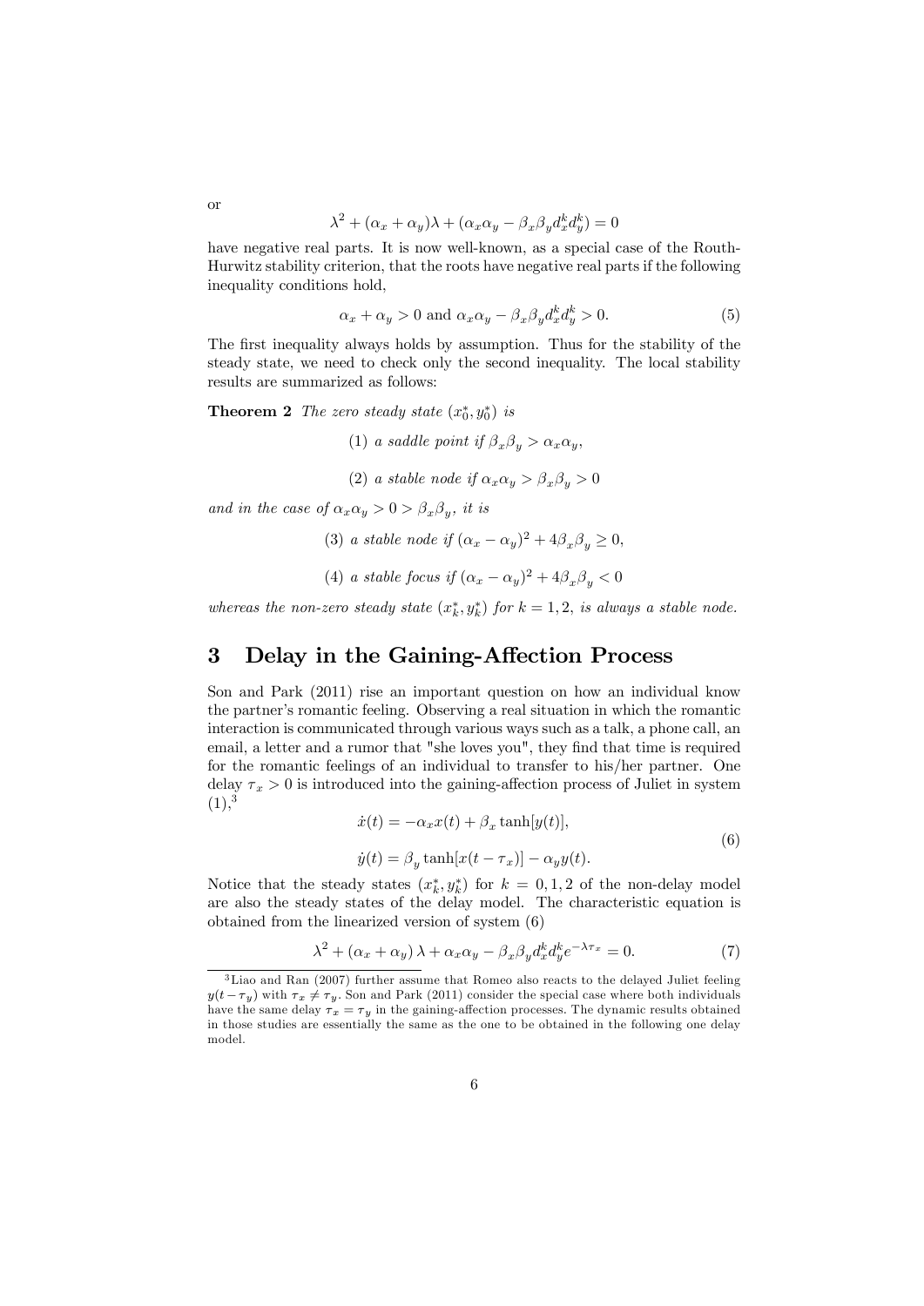or

$$\lambda^2 + (\alpha_x + \alpha_y)\lambda + (\alpha_x\alpha_y - \beta_x\beta_y d_x^k d_y^k) = 0$$

have negative real parts. It is now well-known, as a special case of the Routh-Hurwitz stability criterion, that the roots have negative real parts if the following inequality conditions hold,

$$\alpha_x + \alpha_y > 0 \text{ and } \alpha_x\alpha_y - \beta_x\beta_y d_x^k d_y^k > 0. \tag{5}$$

The first inequality always holds by assumption. Thus for the stability of the steady state, we need to check only the second inequality. The local stability results are summarized as follows:

**Theorem 2** *The zero steady state* $(x_0^*, y_0^*)$ *is*

(1) *a saddle point if* $\beta_x\beta_y > \alpha_x\alpha_y$,

(2) *a stable node if* $\alpha_x\alpha_y > \beta_x\beta_y > 0$

*and in the case of* $\alpha_x\alpha_y > 0 > \beta_x\beta_y$, *it is*

(3) *a stable node if* $(\alpha_x - \alpha_y)^2 + 4\beta_x\beta_y \geq 0$,

(4) *a stable focus if* $(\alpha_x - \alpha_y)^2 + 4\beta_x\beta_y < 0$

*whereas the non-zero steady state* $(x_k^*, y_k^*)$ *for* $k = 1, 2$, *is always a stable node.*

## 3 Delay in the Gaining-Affection Process

Son and Park (2011) rise an important question on how an individual know the partner's romantic feeling. Observing a real situation in which the romantic interaction is communicated through various ways such as a talk, a phone call, an email, a letter and a rumor that "she loves you", they find that time is required for the romantic feelings of an individual to transfer to his/her partner. One delay $\tau_x > 0$ is introduced into the gaining-affection process of Juliet in system (1),[3]

$$\begin{aligned}
\dot{x}(t) &= -\alpha_x x(t) + \beta_x \tanh[y(t)], \\
\dot{y}(t) &= \beta_y \tanh[x(t - \tau_x)] - \alpha_y y(t).
\end{aligned} \tag{6}$$

Notice that the steady states $(x_k^*, y_k^*)$ for $k = 0, 1, 2$ of the non-delay model are also the steady states of the delay model. The characteristic equation is obtained from the linearized version of system (6)

$$\lambda^2 + (\alpha_x + \alpha_y)\lambda + \alpha_x\alpha_y - \beta_x\beta_y d_x^k d_y^k e^{-\lambda\tau_x} = 0. \tag{7}$$

[3] Liao and Ran (2007) further assume that Romeo also reacts to the delayed Juliet feeling $y(t - \tau_y)$ with $\tau_x \neq \tau_y$. Son and Park (2011) consider the special case where both individuals have the same delay $\tau_x = \tau_y$ in the gaining-affection processes. The dynamic results obtained in those studies are essentially the same as the one to be obtained in the following one delay model.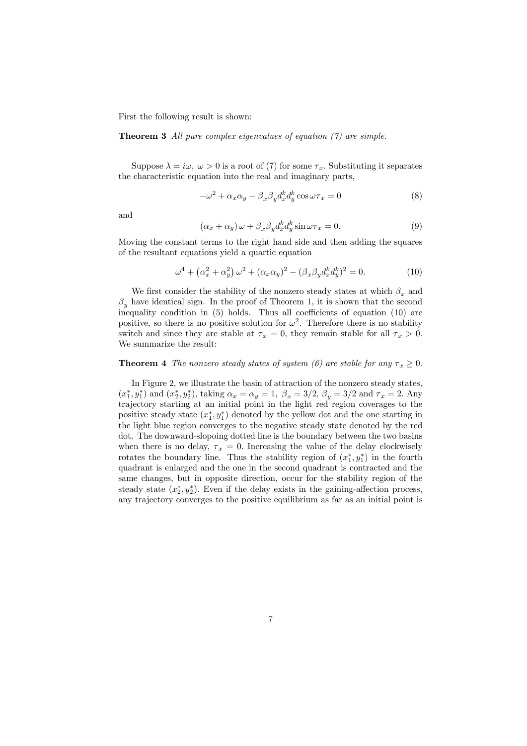First the following result is shown:

**Theorem 3** *All pure complex eigenvalues of equation (7) are simple.*

Suppose $\lambda = i\omega,\ \omega > 0$ is a root of (7) for some $\tau_x$. Substituting it separates the characteristic equation into the real and imaginary parts,

$$-\omega^2 + \alpha_x \alpha_y - \beta_x \beta_y d_x^k d_y^k \cos \omega\tau_x = 0 \tag{8}$$

and

$$(\alpha_x + \alpha_y)\,\omega + \beta_x \beta_y d_x^k d_y^k \sin \omega\tau_x = 0. \tag{9}$$

Moving the constant terms to the right hand side and then adding the squares of the resultant equations yield a quartic equation

$$\omega^4 + \left(\alpha_x^2 + \alpha_y^2\right)\omega^2 + (\alpha_x \alpha_y)^2 - (\beta_x \beta_y d_x^k d_y^k)^2 = 0. \tag{10}$$

We first consider the stability of the nonzero steady states at which $\beta_x$ and $\beta_y$ have identical sign. In the proof of Theorem 1, it is shown that the second inequality condition in (5) holds. Thus all coefficients of equation (10) are positive, so there is no positive solution for $\omega^2$. Therefore there is no stability switch and since they are stable at $\tau_x = 0$, they remain stable for all $\tau_x > 0$. We summarize the result:

**Theorem 4** *The nonzero steady states of system (6) are stable for any $\tau_x \geq 0$.*

In Figure 2, we illustrate the basin of attraction of the nonzero steady states, $(x_1^*, y_1^*)$ and $(x_2^*, y_2^*)$, taking $\alpha_x = \alpha_y = 1,\ \beta_x = 3/2,\ \beta_y = 3/2$ and $\tau_x = 2$. Any trajectory starting at an initial point in the light red region coverages to the positive steady state $(x_1^*, y_1^*)$ denoted by the yellow dot and the one starting in the light blue region converges to the negative steady state denoted by the red dot. The downward-slopoing dotted line is the boundary between the two basins when there is no delay, $\tau_x = 0$. Increasing the value of the delay clockwisely rotates the boundary line. Thus the stability region of $(x_1^*, y_1^*)$ in the fourth quadrant is enlarged and the one in the second quadrant is contracted and the same changes, but in opposite direction, occur for the stability region of the steady state $(x_2^*, y_2^*)$. Even if the delay exists in the gaining-affection process, any trajectory converges to the positive equilibrium as far as an initial point is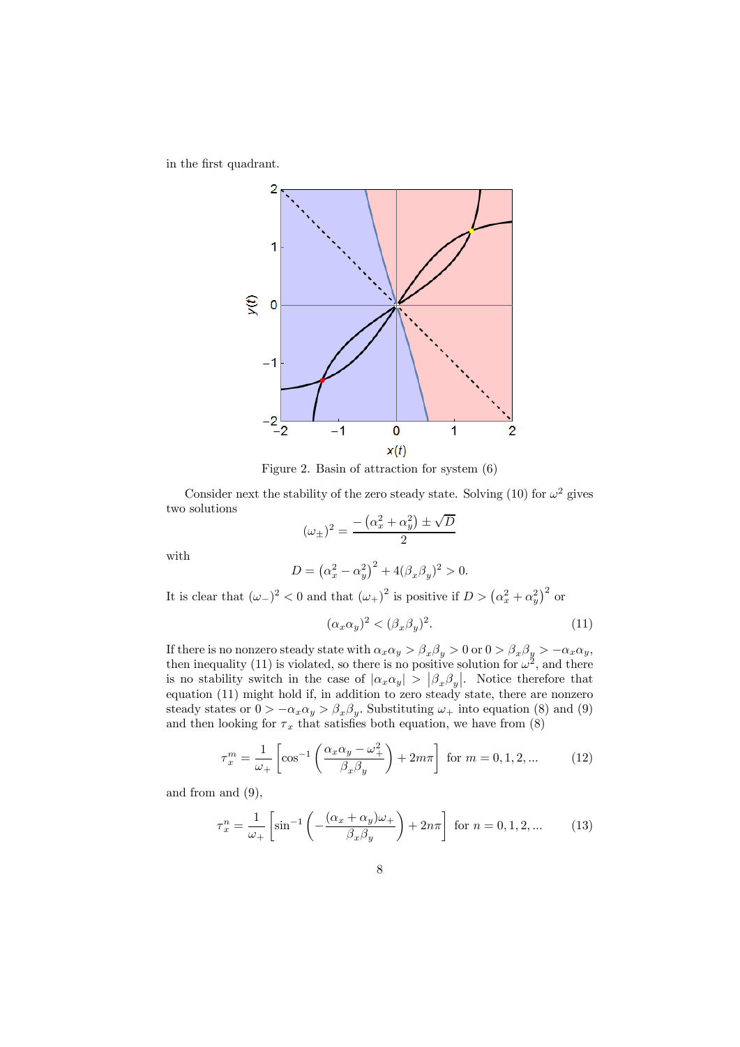in the first quadrant.

Figure 2. Basin of attraction for system (6)

Consider next the stability of the zero steady state. Solving (10) for $\omega^2$ gives two solutions

$$(\omega_{\pm})^2 = \frac{-\left(\alpha_x^2 + \alpha_y^2\right) \pm \sqrt{D}}{2}$$

with

$$D = \left(\alpha_x^2 - \alpha_y^2\right)^2 + 4(\beta_x \beta_y)^2 > 0.$$

It is clear that $(\omega_-)^2 < 0$ and that $(\omega_+)^2$ is positive if $D > \left(\alpha_x^2 + \alpha_y^2\right)^2$ or

$$(\alpha_x \alpha_y)^2 < (\beta_x \beta_y)^2. \tag{11}$$

If there is no nonzero steady state with $\alpha_x \alpha_y > \beta_x \beta_y > 0$ or $0 > \beta_x \beta_y > -\alpha_x \alpha_y$, then inequality (11) is violated, so there is no positive solution for $\omega^2$, and there is no stability switch in the case of $|\alpha_x \alpha_y| > |\beta_x \beta_y|$. Notice therefore that equation (11) might hold if, in addition to zero steady state, there are nonzero steady states or $0 > -\alpha_x \alpha_y > \beta_x \beta_y$. Substituting $\omega_+$ into equation (8) and (9) and then looking for $\tau_x$ that satisfies both equation, we have from (8)

$$\tau_x^m = \frac{1}{\omega_+}\left[\cos^{-1}\left(\frac{\alpha_x \alpha_y - \omega_+^2}{\beta_x \beta_y}\right) + 2m\pi\right] \text{ for } m = 0, 1, 2, ... \tag{12}$$

and from and (9),

$$\tau_x^n = \frac{1}{\omega_+}\left[\sin^{-1}\left(-\frac{(\alpha_x + \alpha_y)\omega_+}{\beta_x \beta_y}\right) + 2n\pi\right] \text{ for } n = 0, 1, 2, ... \tag{13}$$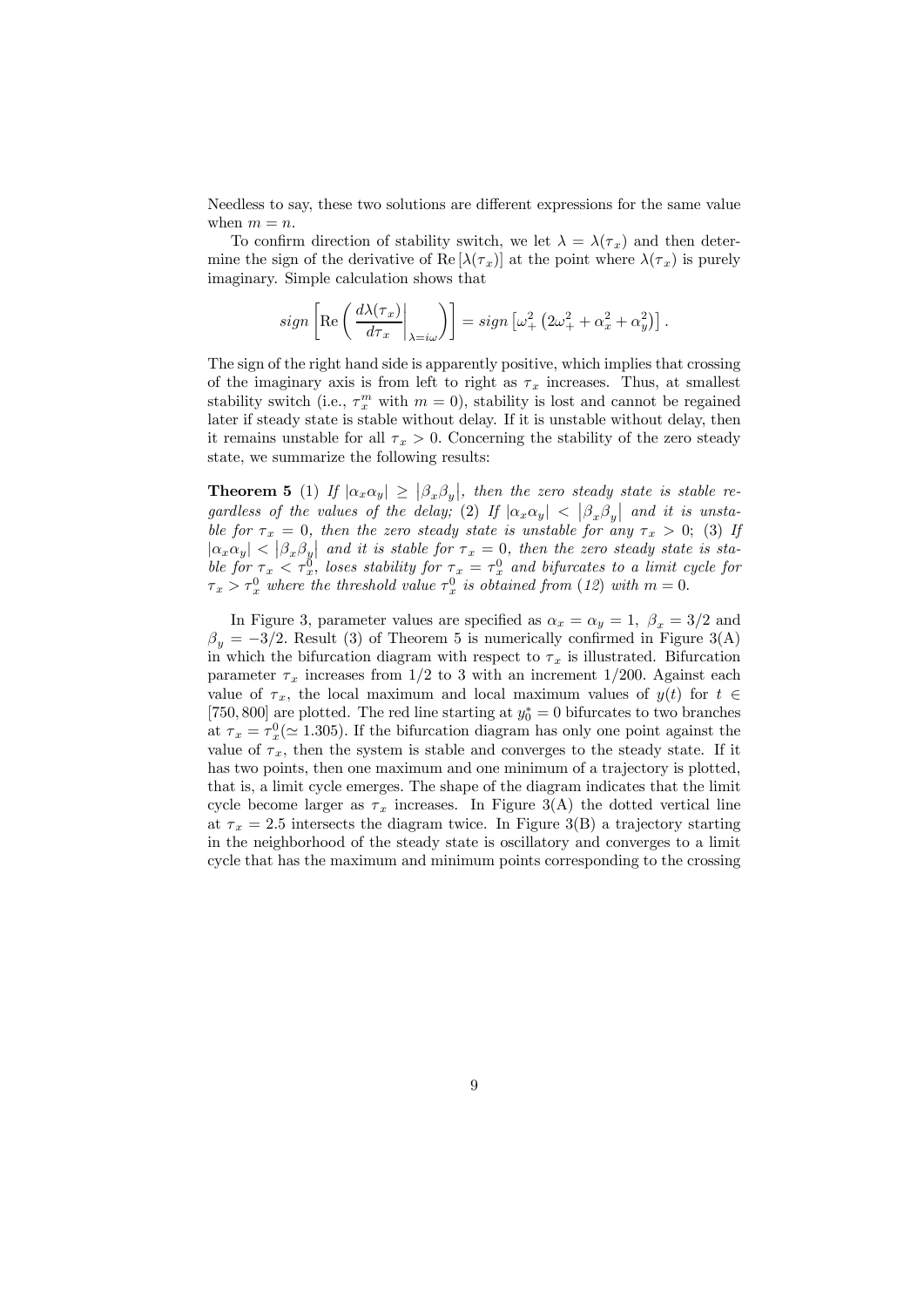Needless to say, these two solutions are different expressions for the same value when $m = n$.

To confirm direction of stability switch, we let $\lambda = \lambda(\tau_x)$ and then determine the sign of the derivative of $\mathrm{Re}\left[\lambda(\tau_x)\right]$ at the point where $\lambda(\tau_x)$ is purely imaginary. Simple calculation shows that

$$sign\left[\mathrm{Re}\left(\left.\frac{d\lambda(\tau_x)}{d\tau_x}\right|_{\lambda=i\omega}\right)\right] = sign\left[\omega_+^2\left(2\omega_+^2 + \alpha_x^2 + \alpha_y^2\right)\right].$$

The sign of the right hand side is apparently positive, which implies that crossing of the imaginary axis is from left to right as $\tau_x$ increases. Thus, at smallest stability switch (i.e., $\tau_x^m$ with $m = 0$), stability is lost and cannot be regained later if steady state is stable without delay. If it is unstable without delay, then it remains unstable for all $\tau_x > 0$. Concerning the stability of the zero steady state, we summarize the following results:

**Theorem 5** (1) *If* $|\alpha_x\alpha_y| \geq \left|\beta_x\beta_y\right|$, *then the zero steady state is stable regardless of the values of the delay;* (2) *If* $|\alpha_x\alpha_y| < \left|\beta_x\beta_y\right|$ *and it is unstable for* $\tau_x = 0$, *then the zero steady state is unstable for any* $\tau_x > 0$; (3) *If* $|\alpha_x\alpha_y| < \left|\beta_x\beta_y\right|$ *and it is stable for* $\tau_x = 0$, *then the zero steady state is stable for* $\tau_x < \tau_x^0$, *loses stability for* $\tau_x = \tau_x^0$ *and bifurcates to a limit cycle for* $\tau_x > \tau_x^0$ *where the threshold value* $\tau_x^0$ *is obtained from (12) with* $m = 0$.

In Figure 3, parameter values are specified as $\alpha_x = \alpha_y = 1$, $\beta_x = 3/2$ and $\beta_y = -3/2$. Result (3) of Theorem 5 is numerically confirmed in Figure 3(A) in which the bifurcation diagram with respect to $\tau_x$ is illustrated. Bifurcation parameter $\tau_x$ increases from $1/2$ to $3$ with an increment $1/200$. Against each value of $\tau_x$, the local maximum and local maximum values of $y(t)$ for $t \in [750, 800]$ are plotted. The red line starting at $y_0^* = 0$ bifurcates to two branches at $\tau_x = \tau_x^0(\simeq 1.305)$. If the bifurcation diagram has only one point against the value of $\tau_x$, then the system is stable and converges to the steady state. If it has two points, then one maximum and one minimum of a trajectory is plotted, that is, a limit cycle emerges. The shape of the diagram indicates that the limit cycle become larger as $\tau_x$ increases. In Figure 3(A) the dotted vertical line at $\tau_x = 2.5$ intersects the diagram twice. In Figure 3(B) a trajectory starting in the neighborhood of the steady state is oscillatory and converges to a limit cycle that has the maximum and minimum points corresponding to the crossing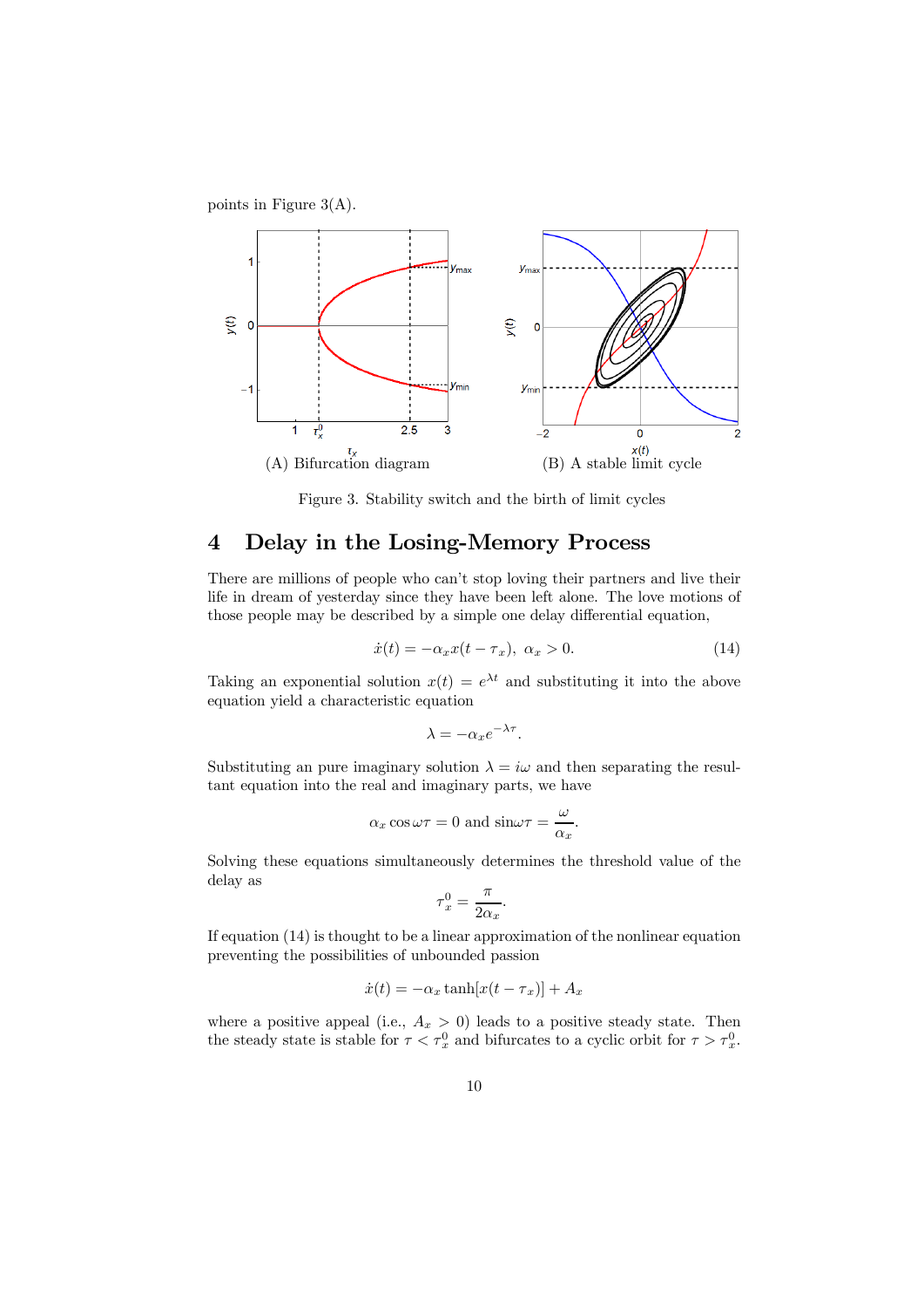points in Figure 3(A).

(A) Bifurcation diagram

(B) A stable limit cycle

Figure 3. Stability switch and the birth of limit cycles

# 4 Delay in the Losing-Memory Process

There are millions of people who can't stop loving their partners and live their life in dream of yesterday since they have been left alone. The love motions of those people may be described by a simple one delay differential equation,

$$\dot{x}(t) = -\alpha_x x(t - \tau_x), \ \alpha_x > 0. \tag{14}$$

Taking an exponential solution $x(t) = e^{\lambda t}$ and substituting it into the above equation yield a characteristic equation

$$\lambda = -\alpha_x e^{-\lambda \tau}.$$

Substituting an pure imaginary solution $\lambda = i\omega$ and then separating the resultant equation into the real and imaginary parts, we have

$$\alpha_x \cos \omega \tau = 0 \text{ and } \sin \omega \tau = \frac{\omega}{\alpha_x}.$$

Solving these equations simultaneously determines the threshold value of the delay as

$$\tau_x^0 = \frac{\pi}{2\alpha_x}.$$

If equation (14) is thought to be a linear approximation of the nonlinear equation preventing the possibilities of unbounded passion

$$\dot{x}(t) = -\alpha_x \tanh[x(t - \tau_x)] + A_x$$

where a positive appeal (i.e., $A_x > 0$) leads to a positive steady state. Then the steady state is stable for $\tau < \tau_x^0$ and bifurcates to a cyclic orbit for $\tau > \tau_x^0$.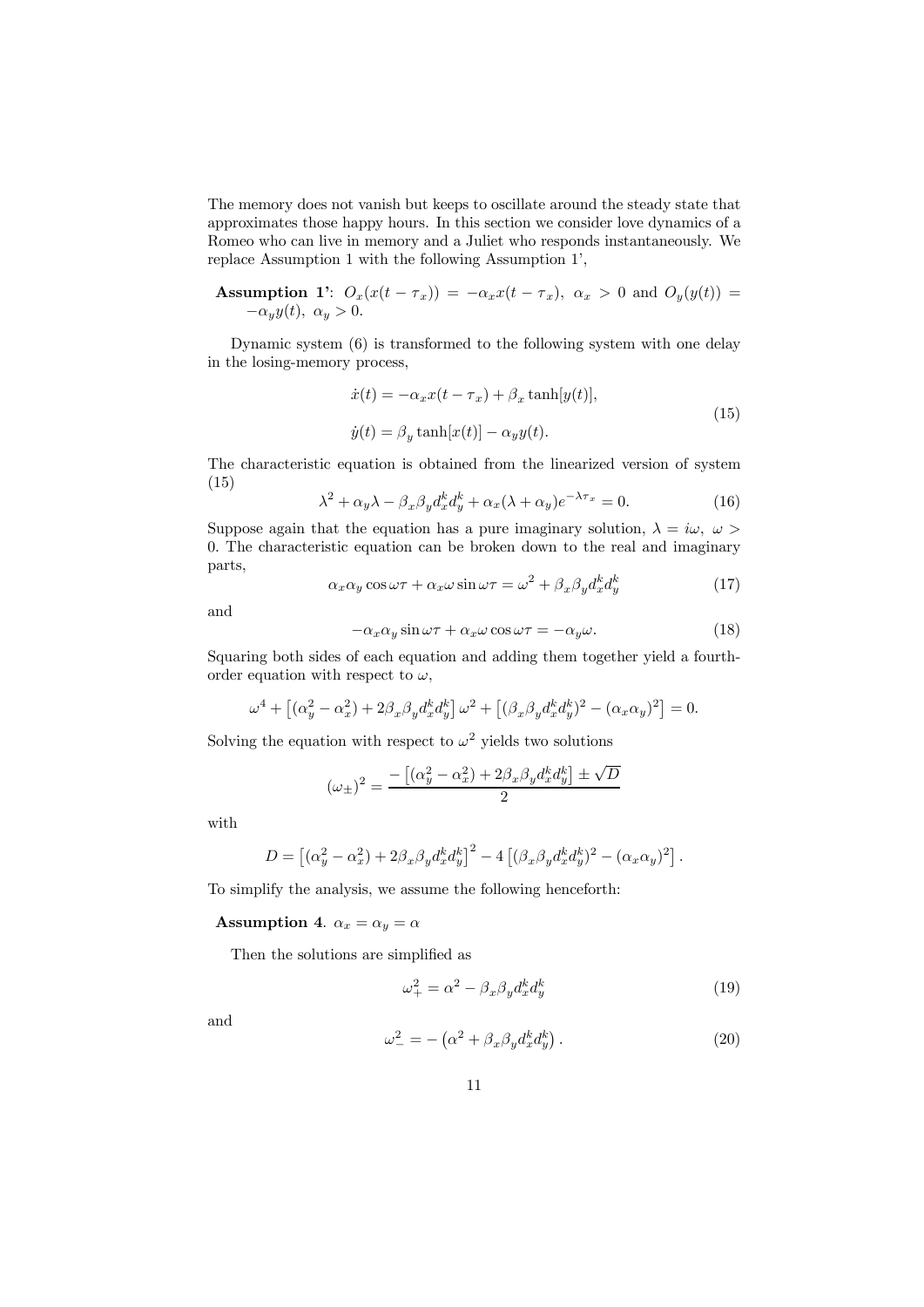The memory does not vanish but keeps to oscillate around the steady state that approximates those happy hours. In this section we consider love dynamics of a Romeo who can live in memory and a Juliet who responds instantaneously. We replace Assumption 1 with the following Assumption 1',

**Assumption 1'**: $O_x(x(t-\tau_x)) = -\alpha_x x(t-\tau_x),\ \alpha_x > 0$ and $O_y(y(t)) = -\alpha_y y(t),\ \alpha_y > 0$.

Dynamic system (6) is transformed to the following system with one delay in the losing-memory process,

$$
\begin{aligned}
\dot{x}(t) &= -\alpha_x x(t-\tau_x) + \beta_x \tanh[y(t)], \\
\dot{y}(t) &= \beta_y \tanh[x(t)] - \alpha_y y(t).
\end{aligned}
\tag{15}
$$

The characteristic equation is obtained from the linearized version of system (15)

$$
\lambda^2 + \alpha_y \lambda - \beta_x \beta_y d_x^k d_y^k + \alpha_x(\lambda + \alpha_y) e^{-\lambda \tau_x} = 0. \tag{16}
$$

Suppose again that the equation has a pure imaginary solution, $\lambda = i\omega,\ \omega > 0$. The characteristic equation can be broken down to the real and imaginary parts,

$$
\alpha_x \alpha_y \cos \omega\tau + \alpha_x \omega \sin \omega\tau = \omega^2 + \beta_x \beta_y d_x^k d_y^k \tag{17}
$$

and

$$
-\alpha_x \alpha_y \sin \omega\tau + \alpha_x \omega \cos \omega\tau = -\alpha_y \omega. \tag{18}
$$

Squaring both sides of each equation and adding them together yield a fourth-order equation with respect to $\omega$,

$$
\omega^4 + \left[(\alpha_y^2 - \alpha_x^2) + 2\beta_x \beta_y d_x^k d_y^k\right] \omega^2 + \left[(\beta_x \beta_y d_x^k d_y^k)^2 - (\alpha_x \alpha_y)^2\right] = 0.
$$

Solving the equation with respect to $\omega^2$ yields two solutions

$$
(\omega_\pm)^2 = \frac{-\left[(\alpha_y^2 - \alpha_x^2) + 2\beta_x \beta_y d_x^k d_y^k\right] \pm \sqrt{D}}{2}
$$

with

$$
D = \left[(\alpha_y^2 - \alpha_x^2) + 2\beta_x \beta_y d_x^k d_y^k\right]^2 - 4\left[(\beta_x \beta_y d_x^k d_y^k)^2 - (\alpha_x \alpha_y)^2\right].
$$

To simplify the analysis, we assume the following henceforth:

**Assumption 4**. $\alpha_x = \alpha_y = \alpha$

Then the solutions are simplified as

$$
\omega_+^2 = \alpha^2 - \beta_x \beta_y d_x^k d_y^k \tag{19}
$$

and

$$
\omega_-^2 = -\left(\alpha^2 + \beta_x \beta_y d_x^k d_y^k\right). \tag{20}
$$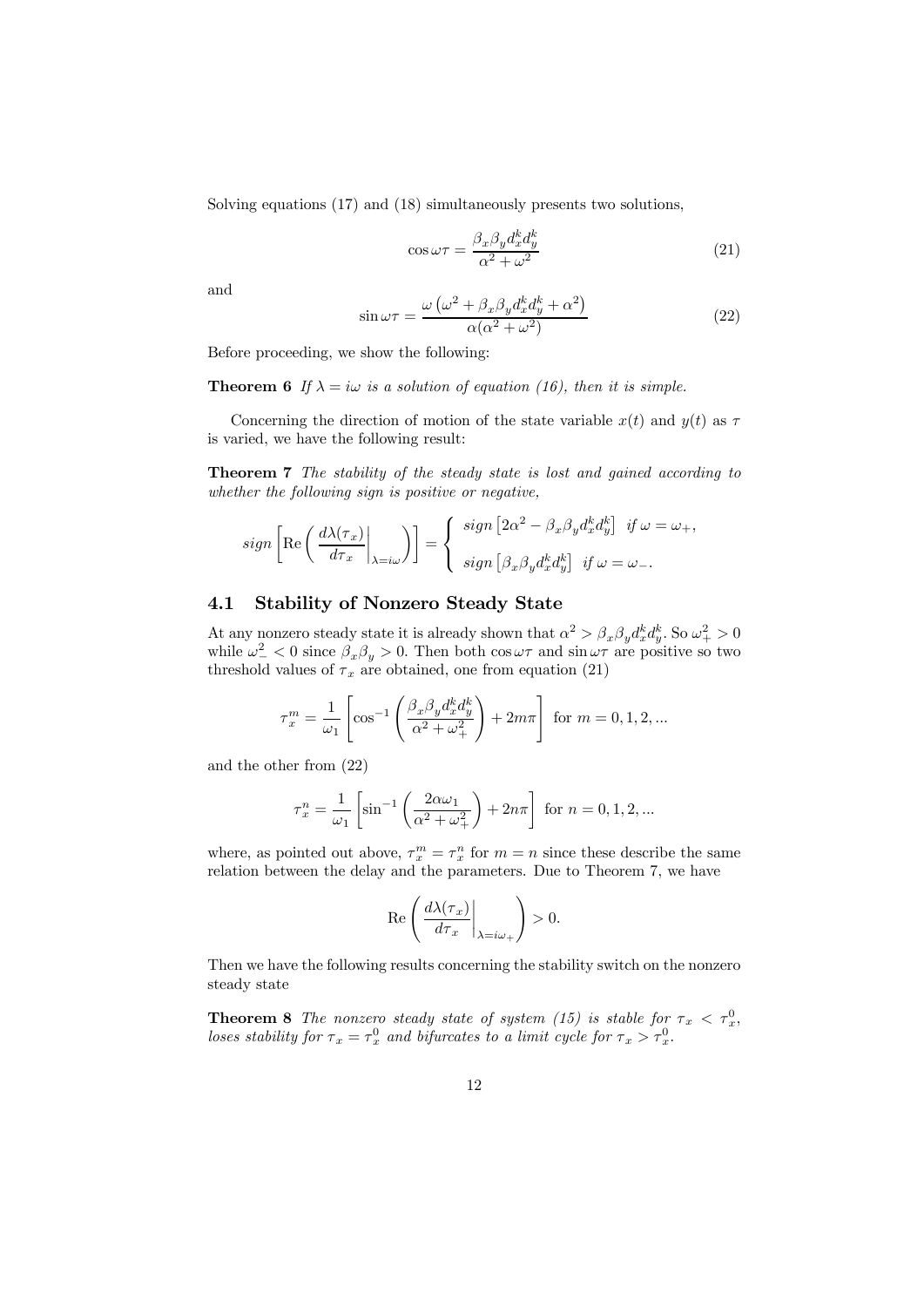Solving equations (17) and (18) simultaneously presents two solutions,

$$\cos \omega\tau = \frac{\beta_x \beta_y d_x^k d_y^k}{\alpha^2 + \omega^2} \tag{21}$$

and

$$\sin \omega\tau = \frac{\omega \left(\omega^2 + \beta_x \beta_y d_x^k d_y^k + \alpha^2\right)}{\alpha(\alpha^2 + \omega^2)} \tag{22}$$

Before proceeding, we show the following:

**Theorem 6** *If $\lambda = i\omega$ is a solution of equation (16), then it is simple.*

Concerning the direction of motion of the state variable $x(t)$ and $y(t)$ as $\tau$ is varied, we have the following result:

**Theorem 7** *The stability of the steady state is lost and gained according to whether the following sign is positive or negative,*

$$sign\left[\mathrm{Re}\left(\left.\frac{d\lambda(\tau_x)}{d\tau_x}\right|_{\lambda=i\omega}\right)\right] = \begin{cases} sign\left[2\alpha^2 - \beta_x\beta_y d_x^k d_y^k\right] & if\ \omega = \omega_+, \\ sign\left[\beta_x\beta_y d_x^k d_y^k\right] & if\ \omega = \omega_-. \end{cases}$$

## 4.1 Stability of Nonzero Steady State

At any nonzero steady state it is already shown that $\alpha^2 > \beta_x\beta_y d_x^k d_y^k$. So $\omega_+^2 > 0$ while $\omega_-^2 < 0$ since $\beta_x\beta_y > 0$. Then both $\cos\omega\tau$ and $\sin\omega\tau$ are positive so two threshold values of $\tau_x$ are obtained, one from equation (21)

$$\tau_x^m = \frac{1}{\omega_1}\left[\cos^{-1}\left(\frac{\beta_x\beta_y d_x^k d_y^k}{\alpha^2 + \omega_+^2}\right) + 2m\pi\right] \text{ for } m = 0, 1, 2, ...$$

and the other from (22)

$$\tau_x^n = \frac{1}{\omega_1}\left[\sin^{-1}\left(\frac{2\alpha\omega_1}{\alpha^2 + \omega_+^2}\right) + 2n\pi\right] \text{ for } n = 0, 1, 2, ...$$

where, as pointed out above, $\tau_x^m = \tau_x^n$ for $m = n$ since these describe the same relation between the delay and the parameters. Due to Theorem 7, we have

$$\mathrm{Re}\left(\left.\frac{d\lambda(\tau_x)}{d\tau_x}\right|_{\lambda=i\omega_+}\right) > 0.$$

Then we have the following results concerning the stability switch on the nonzero steady state

**Theorem 8** *The nonzero steady state of system (15) is stable for $\tau_x < \tau_x^0$, loses stability for $\tau_x = \tau_x^0$ and bifurcates to a limit cycle for $\tau_x > \tau_x^0$.*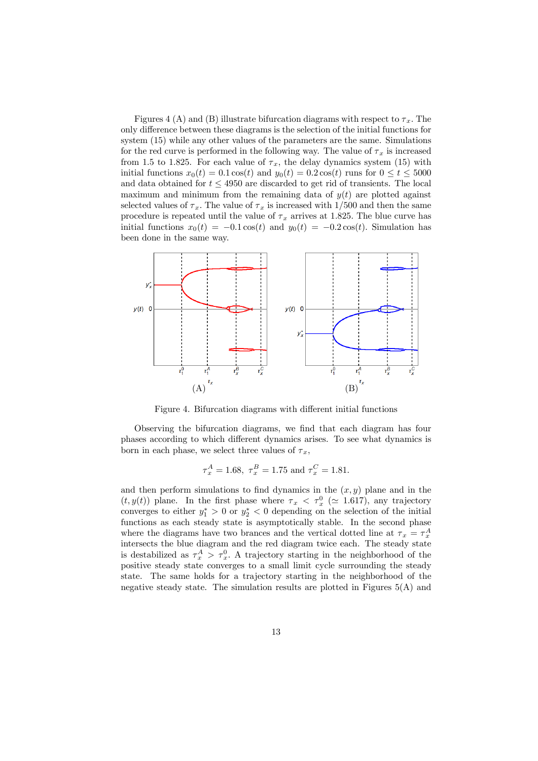Figures 4 (A) and (B) illustrate bifurcation diagrams with respect to $\tau_x$. The only difference between these diagrams is the selection of the initial functions for system (15) while any other values of the parameters are the same. Simulations for the red curve is performed in the following way. The value of $\tau_x$ is increased from 1.5 to 1.825. For each value of $\tau_x$, the delay dynamics system (15) with initial functions $x_0(t) = 0.1\cos(t)$ and $y_0(t) = 0.2\cos(t)$ runs for $0 \le t \le 5000$ and data obtained for $t \le 4950$ are discarded to get rid of transients. The local maximum and minimum from the remaining data of $y(t)$ are plotted against selected values of $\tau_x$. The value of $\tau_x$ is increased with 1/500 and then the same procedure is repeated until the value of $\tau_x$ arrives at 1.825. The blue curve has initial functions $x_0(t) = -0.1\cos(t)$ and $y_0(t) = -0.2\cos(t)$. Simulation has been done in the same way.

Figure 4. Bifurcation diagrams with different initial functions

Observing the bifurcation diagrams, we find that each diagram has four phases according to which different dynamics arises. To see what dynamics is born in each phase, we select three values of $\tau_x$,

$$\tau_x^A = 1.68, \ \tau_x^B = 1.75 \text{ and } \tau_x^C = 1.81.$$

and then perform simulations to find dynamics in the $(x, y)$ plane and in the $(t, y(t))$ plane. In the first phase where $\tau_x < \tau_x^0$ ($\simeq 1.617$), any trajectory converges to either $y_1^* > 0$ or $y_2^* < 0$ depending on the selection of the initial functions as each steady state is asymptotically stable. In the second phase where the diagrams have two brances and the vertical dotted line at $\tau_x = \tau_x^A$ intersects the blue diagram and the red diagram twice each. The steady state is destabilized as $\tau_x^A > \tau_x^0$. A trajectory starting in the neighborhood of the positive steady state converges to a small limit cycle surrounding the steady state. The same holds for a trajectory starting in the neighborhood of the negative steady state. The simulation results are plotted in Figures 5(A) and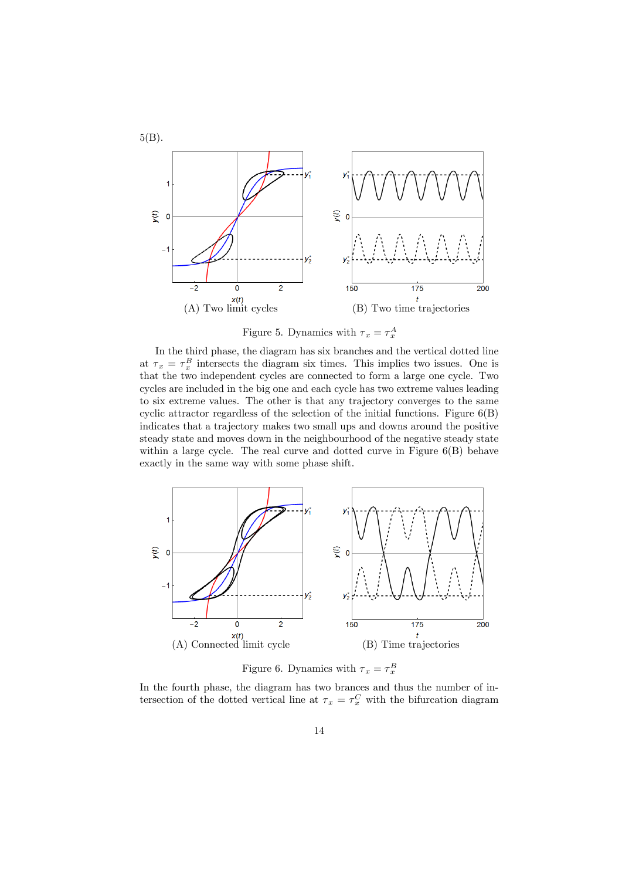5(B).

(A) Two limit cycles

(B) Two time trajectories

Figure 5. Dynamics with $\tau_x = \tau_x^A$

In the third phase, the diagram has six branches and the vertical dotted line at $\tau_x = \tau_x^B$ intersects the diagram six times. This implies two issues. One is that the two independent cycles are connected to form a large one cycle. Two cycles are included in the big one and each cycle has two extreme values leading to six extreme values. The other is that any trajectory converges to the same cyclic attractor regardless of the selection of the initial functions. Figure 6(B) indicates that a trajectory makes two small ups and downs around the positive steady state and moves down in the neighbourhood of the negative steady state within a large cycle. The real curve and dotted curve in Figure 6(B) behave exactly in the same way with some phase shift.

(A) Connected limit cycle

(B) Time trajectories

Figure 6. Dynamics with $\tau_x = \tau_x^B$

In the fourth phase, the diagram has two brances and thus the number of intersection of the dotted vertical line at $\tau_x = \tau_x^C$ with the bifurcation diagram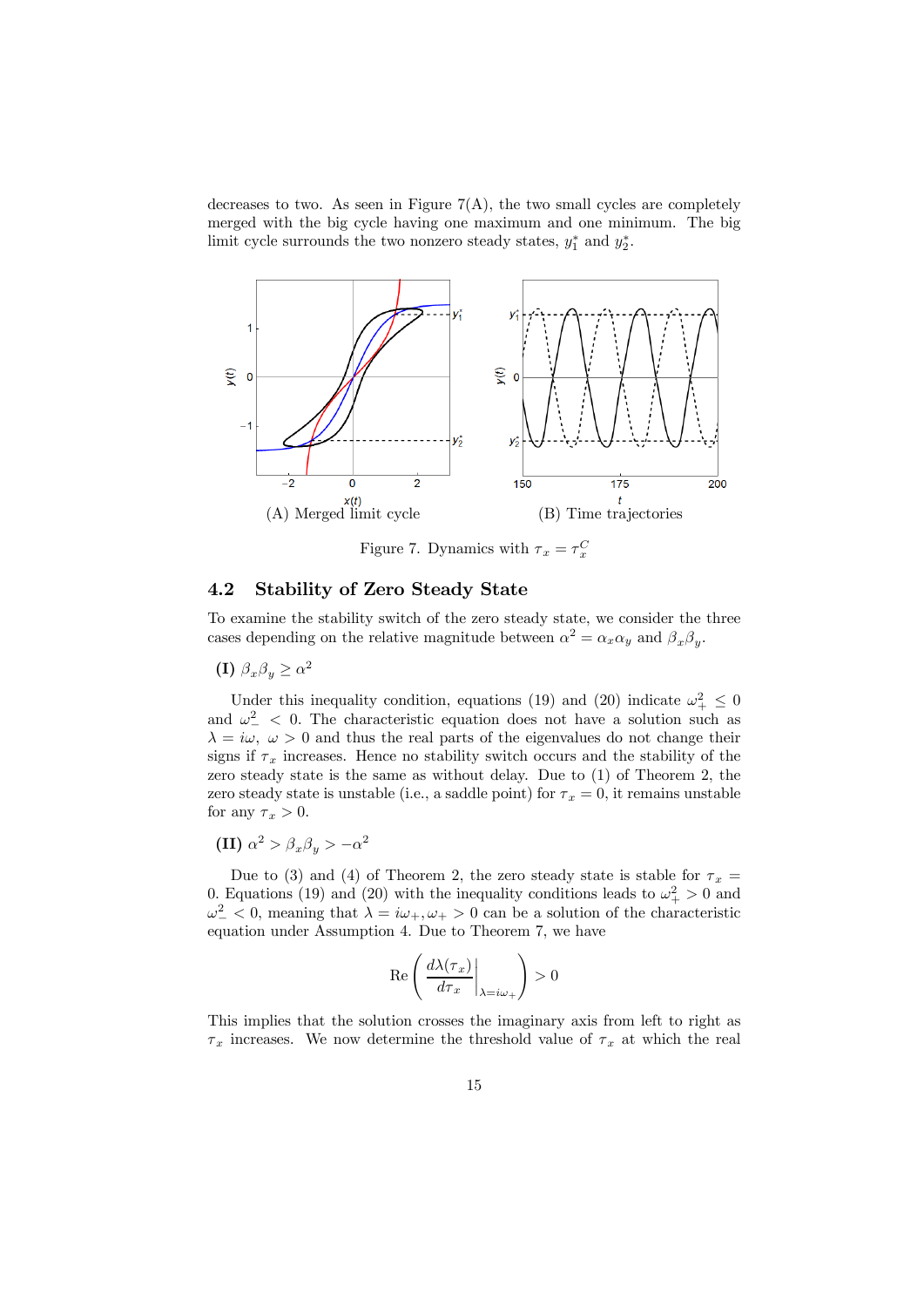decreases to two. As seen in Figure 7(A), the two small cycles are completely merged with the big cycle having one maximum and one minimum. The big limit cycle surrounds the two nonzero steady states, $y_1^*$ and $y_2^*$.

(A) Merged limit cycle

(B) Time trajectories

Figure 7. Dynamics with $\tau_x = \tau_x^C$

## 4.2 Stability of Zero Steady State

To examine the stability switch of the zero steady state, we consider the three cases depending on the relative magnitude between $\alpha^2 = \alpha_x \alpha_y$ and $\beta_x \beta_y$.

**(I)** $\beta_x \beta_y \geq \alpha^2$

Under this inequality condition, equations (19) and (20) indicate $\omega_+^2 \leq 0$ and $\omega_-^2 < 0$. The characteristic equation does not have a solution such as $\lambda = i\omega$, $\omega > 0$ and thus the real parts of the eigenvalues do not change their signs if $\tau_x$ increases. Hence no stability switch occurs and the stability of the zero steady state is the same as without delay. Due to (1) of Theorem 2, the zero steady state is unstable (i.e., a saddle point) for $\tau_x = 0$, it remains unstable for any $\tau_x > 0$.

**(II)** $\alpha^2 > \beta_x \beta_y > -\alpha^2$

Due to (3) and (4) of Theorem 2, the zero steady state is stable for $\tau_x = 0$. Equations (19) and (20) with the inequality conditions leads to $\omega_+^2 > 0$ and $\omega_-^2 < 0$, meaning that $\lambda = i\omega_+, \omega_+ > 0$ can be a solution of the characteristic equation under Assumption 4. Due to Theorem 7, we have

$$\operatorname{Re}\left( \left. \frac{d\lambda(\tau_x)}{d\tau_x} \right|_{\lambda = i\omega_+} \right) > 0$$

This implies that the solution crosses the imaginary axis from left to right as $\tau_x$ increases. We now determine the threshold value of $\tau_x$ at which the real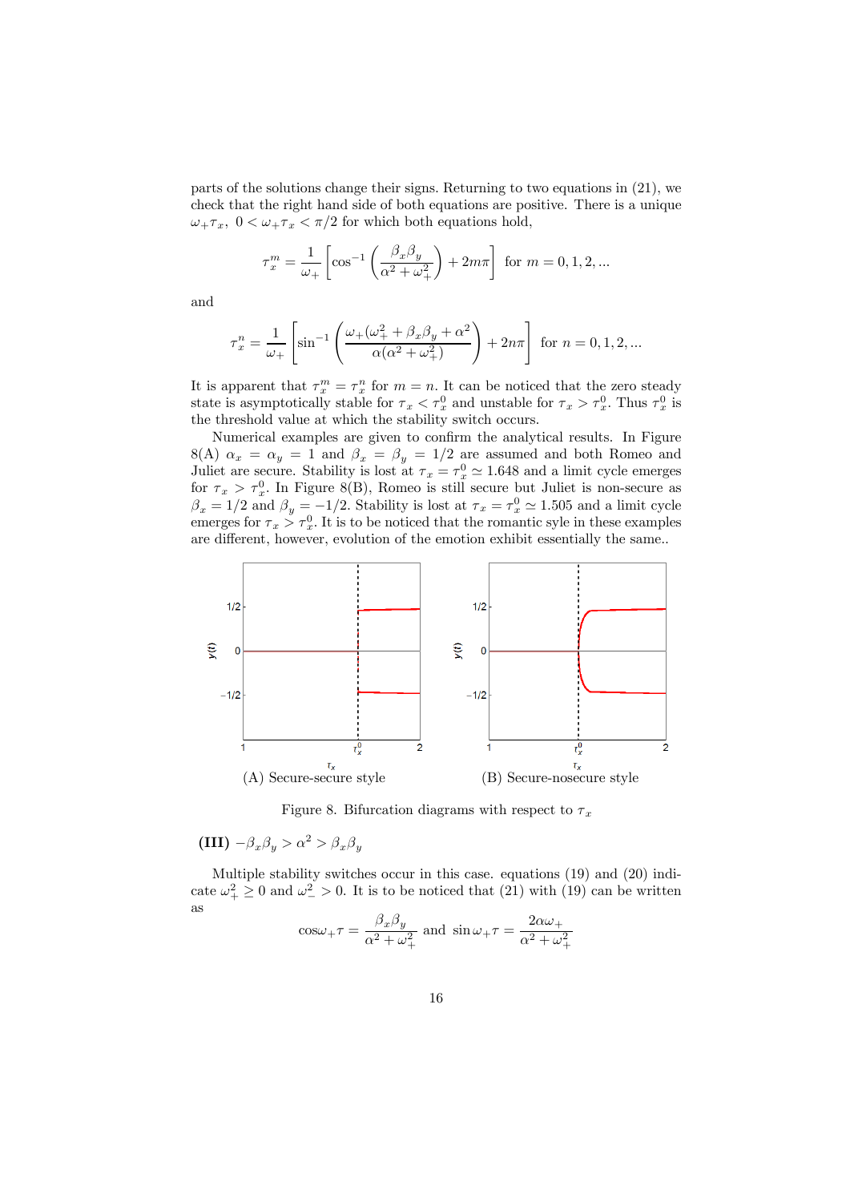parts of the solutions change their signs. Returning to two equations in (21), we check that the right hand side of both equations are positive. There is a unique $\omega_+\tau_x$, $0 < \omega_+\tau_x < \pi/2$ for which both equations hold,

$$\tau_x^m = \frac{1}{\omega_+}\left[\cos^{-1}\left(\frac{\beta_x\beta_y}{\alpha^2+\omega_+^2}\right) + 2m\pi\right] \text{ for } m = 0, 1, 2, ...$$

and

$$\tau_x^n = \frac{1}{\omega_+}\left[\sin^{-1}\left(\frac{\omega_+(\omega_+^2+\beta_x\beta_y+\alpha^2)}{\alpha(\alpha^2+\omega_+^2)}\right) + 2n\pi\right] \text{ for } n = 0, 1, 2, ...$$

It is apparent that $\tau_x^m = \tau_x^n$ for $m = n$. It can be noticed that the zero steady state is asymptotically stable for $\tau_x < \tau_x^0$ and unstable for $\tau_x > \tau_x^0$. Thus $\tau_x^0$ is the threshold value at which the stability switch occurs.

Numerical examples are given to confirm the analytical results. In Figure 8(A) $\alpha_x = \alpha_y = 1$ and $\beta_x = \beta_y = 1/2$ are assumed and both Romeo and Juliet are secure. Stability is lost at $\tau_x = \tau_x^0 \simeq 1.648$ and a limit cycle emerges for $\tau_x > \tau_x^0$. In Figure 8(B), Romeo is still secure but Juliet is non-secure as $\beta_x = 1/2$ and $\beta_y = -1/2$. Stability is lost at $\tau_x = \tau_x^0 \simeq 1.505$ and a limit cycle emerges for $\tau_x > \tau_x^0$. It is to be noticed that the romantic syle in these examples are different, however, evolution of the emotion exhibit essentially the same..

(A) Secure-secure style

(B) Secure-nosecure style

Figure 8. Bifurcation diagrams with respect to $\tau_x$

**(III)** $-\beta_x\beta_y > \alpha^2 > \beta_x\beta_y$

Multiple stability switches occur in this case. equations (19) and (20) indicate $\omega_+^2 \geq 0$ and $\omega_-^2 > 0$. It is to be noticed that (21) with (19) can be written as

$$\cos\omega_+\tau = \frac{\beta_x\beta_y}{\alpha^2+\omega_+^2} \text{ and } \sin\omega_+\tau = \frac{2\alpha\omega_+}{\alpha^2+\omega_+^2}$$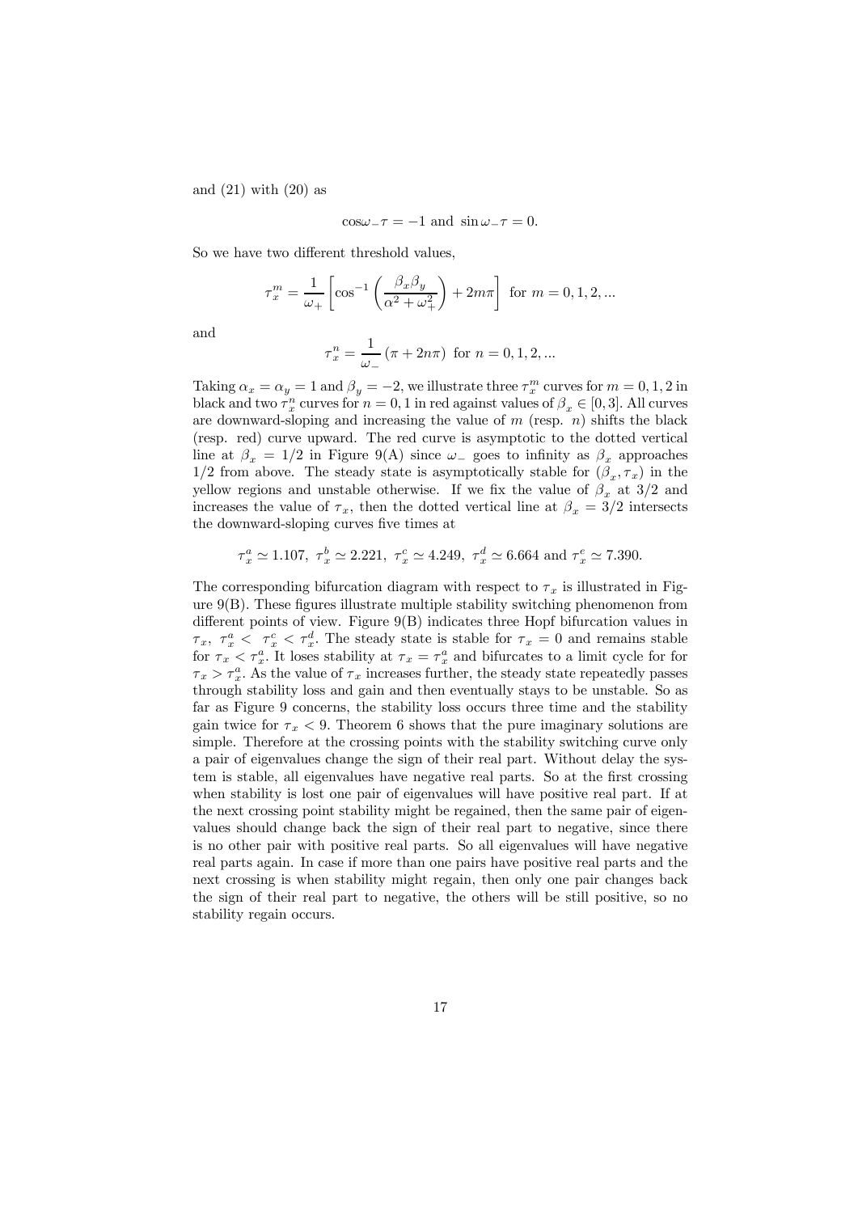and (21) with (20) as

$$\cos\omega_{-}\tau = -1 \text{ and } \sin\omega_{-}\tau = 0.$$

So we have two different threshold values,

$$\tau_x^m = \frac{1}{\omega_+}\left[\cos^{-1}\left(\frac{\beta_x\beta_y}{\alpha^2+\omega_+^2}\right) + 2m\pi\right] \text{ for } m = 0, 1, 2, ...$$

and

$$\tau_x^n = \frac{1}{\omega_-}\left(\pi + 2n\pi\right) \text{ for } n = 0, 1, 2, ...$$

Taking $\alpha_x = \alpha_y = 1$ and $\beta_y = -2$, we illustrate three $\tau_x^m$ curves for $m = 0, 1, 2$ in black and two $\tau_x^n$ curves for $n = 0, 1$ in red against values of $\beta_x \in [0, 3]$. All curves are downward-sloping and increasing the value of $m$ (resp. $n$) shifts the black (resp. red) curve upward. The red curve is asymptotic to the dotted vertical line at $\beta_x = 1/2$ in Figure 9(A) since $\omega_-$ goes to infinity as $\beta_x$ approaches $1/2$ from above. The steady state is asymptotically stable for $(\beta_x, \tau_x)$ in the yellow regions and unstable otherwise. If we fix the value of $\beta_x$ at $3/2$ and increases the value of $\tau_x$, then the dotted vertical line at $\beta_x = 3/2$ intersects the downward-sloping curves five times at

$$\tau_x^a \simeq 1.107,\ \tau_x^b \simeq 2.221,\ \tau_x^c \simeq 4.249,\ \tau_x^d \simeq 6.664 \text{ and } \tau_x^e \simeq 7.390.$$

The corresponding bifurcation diagram with respect to $\tau_x$ is illustrated in Figure 9(B). These figures illustrate multiple stability switching phenomenon from different points of view. Figure 9(B) indicates three Hopf bifurcation values in $\tau_x$, $\tau_x^a < \tau_x^c < \tau_x^d$. The steady state is stable for $\tau_x = 0$ and remains stable for $\tau_x < \tau_x^a$. It loses stability at $\tau_x = \tau_x^a$ and bifurcates to a limit cycle for for $\tau_x > \tau_x^a$. As the value of $\tau_x$ increases further, the steady state repeatedly passes through stability loss and gain and then eventually stays to be unstable. So as far as Figure 9 concerns, the stability loss occurs three time and the stability gain twice for $\tau_x < 9$. Theorem 6 shows that the pure imaginary solutions are simple. Therefore at the crossing points with the stability switching curve only a pair of eigenvalues change the sign of their real part. Without delay the system is stable, all eigenvalues have negative real parts. So at the first crossing when stability is lost one pair of eigenvalues will have positive real part. If at the next crossing point stability might be regained, then the same pair of eigenvalues should change back the sign of their real part to negative, since there is no other pair with positive real parts. So all eigenvalues will have negative real parts again. In case if more than one pairs have positive real parts and the next crossing is when stability might regain, then only one pair changes back the sign of their real part to negative, the others will be still positive, so no stability regain occurs.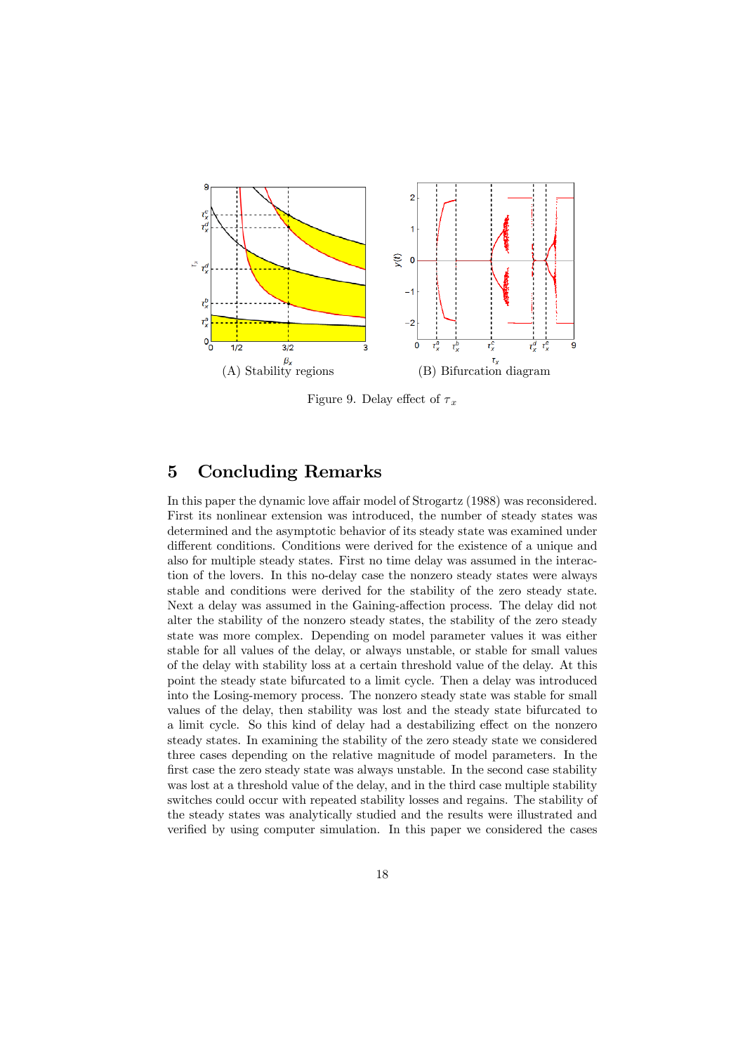9

$\tau_x^e$

$\tau_x^d$

$\tau_x$

$\tau_x^d$

$\tau_x^b$

$\tau_x^a$

0

0 1/2 3/2 3

$\beta_x$

(A) Stability regions

2

1

$y(t)$ 0

−1

−2

0 $\tau_x^a$ $\tau_x^b$ $\tau_x^c$ $\tau_x^d$ $\tau_x^e$ 9

$\tau_x$

(B) Bifurcation diagram

Figure 9. Delay effect of $\tau_x$

## 5 Concluding Remarks

In this paper the dynamic love affair model of Strogartz (1988) was reconsidered. First its nonlinear extension was introduced, the number of steady states was determined and the asymptotic behavior of its steady state was examined under different conditions. Conditions were derived for the existence of a unique and also for multiple steady states. First no time delay was assumed in the interaction of the lovers. In this no-delay case the nonzero steady states were always stable and conditions were derived for the stability of the zero steady state. Next a delay was assumed in the Gaining-affection process. The delay did not alter the stability of the nonzero steady states, the stability of the zero steady state was more complex. Depending on model parameter values it was either stable for all values of the delay, or always unstable, or stable for small values of the delay with stability loss at a certain threshold value of the delay. At this point the steady state bifurcated to a limit cycle. Then a delay was introduced into the Losing-memory process. The nonzero steady state was stable for small values of the delay, then stability was lost and the steady state bifurcated to a limit cycle. So this kind of delay had a destabilizing effect on the nonzero steady states. In examining the stability of the zero steady state we considered three cases depending on the relative magnitude of model parameters. In the first case the zero steady state was always unstable. In the second case stability was lost at a threshold value of the delay, and in the third case multiple stability switches could occur with repeated stability losses and regains. The stability of the steady states was analytically studied and the results were illustrated and verified by using computer simulation. In this paper we considered the cases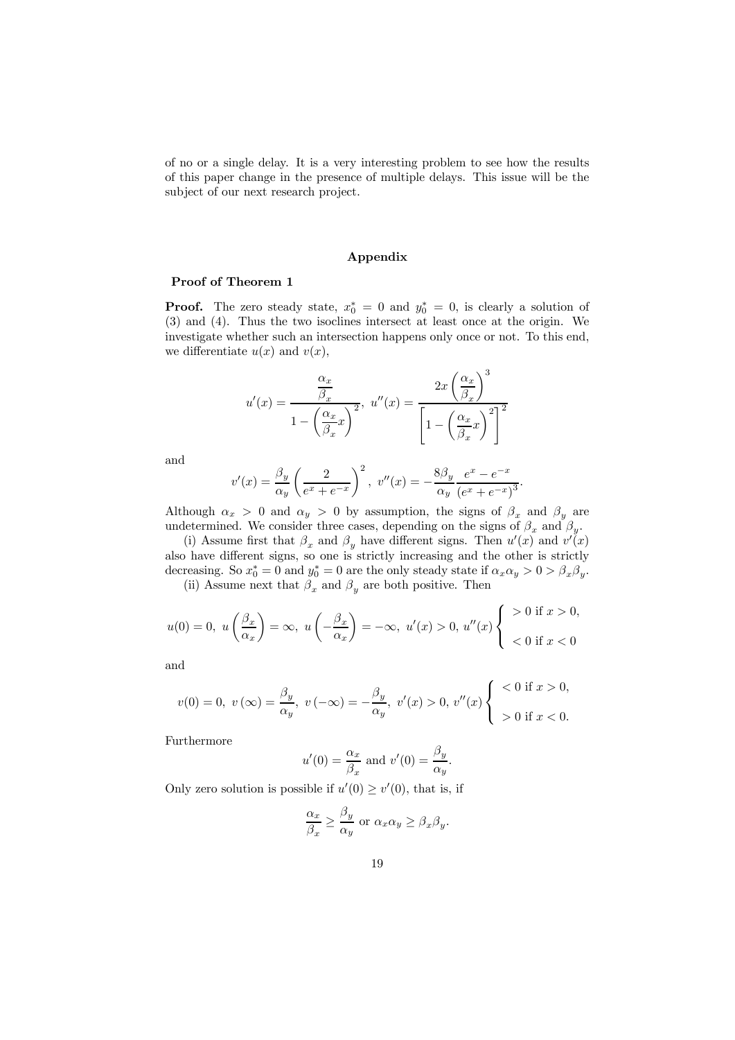of no or a single delay. It is a very interesting problem to see how the results of this paper change in the presence of multiple delays. This issue will be the subject of our next research project.

## Appendix

### Proof of Theorem 1

**Proof.** The zero steady state, $x_0^* = 0$ and $y_0^* = 0$, is clearly a solution of (3) and (4). Thus the two isoclines intersect at least once at the origin. We investigate whether such an intersection happens only once or not. To this end, we differentiate $u(x)$ and $v(x)$,

$$u'(x) = \frac{\dfrac{\alpha_x}{\beta_x}}{1 - \left(\dfrac{\alpha_x}{\beta_x}x\right)^2},\ u''(x) = \frac{2x\left(\dfrac{\alpha_x}{\beta_x}\right)^3}{\left[1 - \left(\dfrac{\alpha_x}{\beta_x}x\right)^2\right]^2}$$

and

$$v'(x) = \frac{\beta_y}{\alpha_y}\left(\frac{2}{e^x + e^{-x}}\right)^2,\ v''(x) = -\frac{8\beta_y}{\alpha_y}\frac{e^x - e^{-x}}{(e^x + e^{-x})^3}.$$

Although $\alpha_x > 0$ and $\alpha_y > 0$ by assumption, the signs of $\beta_x$ and $\beta_y$ are undetermined. We consider three cases, depending on the signs of $\beta_x$ and $\beta_y$.

(i) Assume first that $\beta_x$ and $\beta_y$ have different signs. Then $u'(x)$ and $v'(x)$ also have different signs, so one is strictly increasing and the other is strictly decreasing. So $x_0^* = 0$ and $y_0^* = 0$ are the only steady state if $\alpha_x\alpha_y > 0 > \beta_x\beta_y$.

(ii) Assume next that $\beta_x$ and $\beta_y$ are both positive. Then

$$u(0) = 0,\ u\left(\frac{\beta_x}{\alpha_x}\right) = \infty,\ u\left(-\frac{\beta_x}{\alpha_x}\right) = -\infty,\ u'(x) > 0,\ u''(x)\begin{cases} > 0 \text{ if } x > 0, \\ < 0 \text{ if } x < 0 \end{cases}$$

and

$$v(0) = 0,\ v(\infty) = \frac{\beta_y}{\alpha_y},\ v(-\infty) = -\frac{\beta_y}{\alpha_y},\ v'(x) > 0,\ v''(x)\begin{cases} < 0 \text{ if } x > 0, \\ > 0 \text{ if } x < 0. \end{cases}$$

Furthermore

$$u'(0) = \frac{\alpha_x}{\beta_x} \text{ and } v'(0) = \frac{\beta_y}{\alpha_y}.$$

Only zero solution is possible if $u'(0) \geq v'(0)$, that is, if

$$\frac{\alpha_x}{\beta_x} \geq \frac{\beta_y}{\alpha_y} \text{ or } \alpha_x\alpha_y \geq \beta_x\beta_y.$$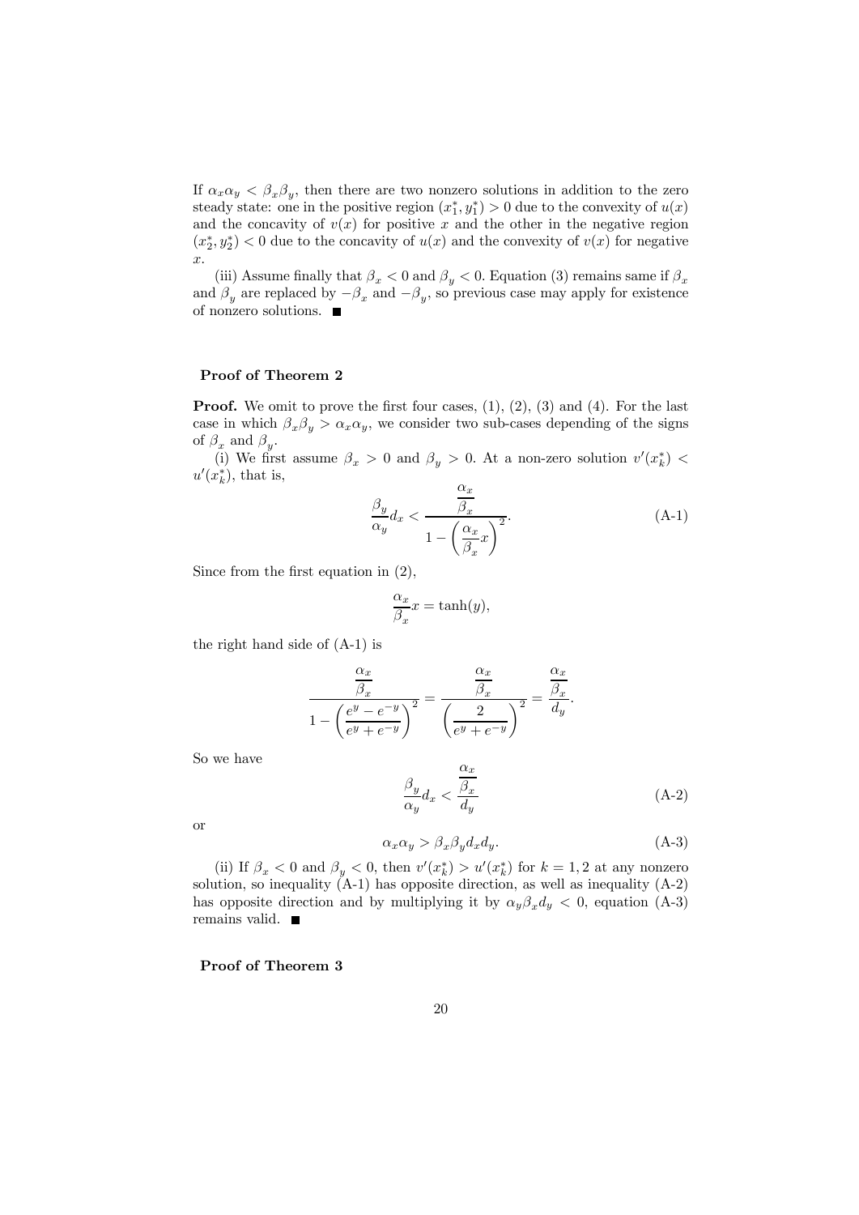If $\alpha_x \alpha_y < \beta_x \beta_y$, then there are two nonzero solutions in addition to the zero steady state: one in the positive region $(x_1^*, y_1^*) > 0$ due to the convexity of $u(x)$ and the concavity of $v(x)$ for positive $x$ and the other in the negative region $(x_2^*, y_2^*) < 0$ due to the concavity of $u(x)$ and the convexity of $v(x)$ for negative $x$.

(iii) Assume finally that $\beta_x < 0$ and $\beta_y < 0$. Equation (3) remains same if $\beta_x$ and $\beta_y$ are replaced by $-\beta_x$ and $-\beta_y$, so previous case may apply for existence of nonzero solutions. ■

**Proof of Theorem 2**

**Proof.** We omit to prove the first four cases, (1), (2), (3) and (4). For the last case in which $\beta_x \beta_y > \alpha_x \alpha_y$, we consider two sub-cases depending of the signs of $\beta_x$ and $\beta_y$.

(i) We first assume $\beta_x > 0$ and $\beta_y > 0$. At a non-zero solution $v'(x_k^*) < u'(x_k^*)$, that is,

$$\frac{\beta_y}{\alpha_y} d_x < \frac{\dfrac{\alpha_x}{\beta_x}}{1 - \left( \dfrac{\alpha_x}{\beta_x} x \right)^2}. \tag{A-1}$$

Since from the first equation in (2),

$$\frac{\alpha_x}{\beta_x} x = \tanh(y),$$

the right hand side of (A-1) is

$$\frac{\dfrac{\alpha_x}{\beta_x}}{1 - \left( \dfrac{e^y - e^{-y}}{e^y + e^{-y}} \right)^2} = \frac{\dfrac{\alpha_x}{\beta_x}}{\left( \dfrac{2}{e^y + e^{-y}} \right)^2} = \frac{\dfrac{\alpha_x}{\beta_x}}{d_y}.$$

So we have

$$\frac{\beta_y}{\alpha_y} d_x < \frac{\dfrac{\alpha_x}{\beta_x}}{d_y} \tag{A-2}$$

or

$$\alpha_x \alpha_y > \beta_x \beta_y d_x d_y. \tag{A-3}$$

(ii) If $\beta_x < 0$ and $\beta_y < 0$, then $v'(x_k^*) > u'(x_k^*)$ for $k = 1, 2$ at any nonzero solution, so inequality (A-1) has opposite direction, as well as inequality (A-2) has opposite direction and by multiplying it by $\alpha_y \beta_x d_y < 0$, equation (A-3) remains valid. ■

**Proof of Theorem 3**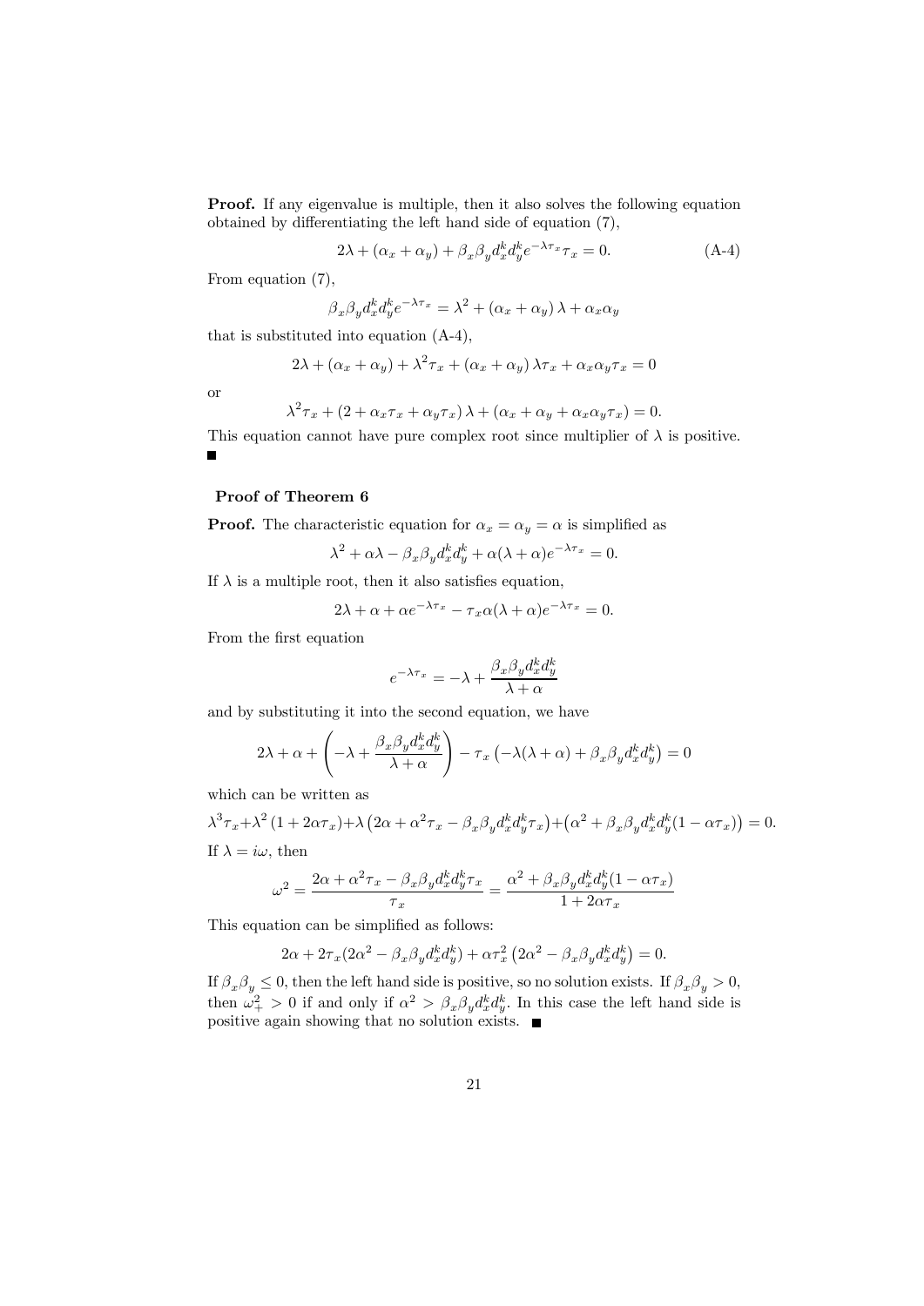**Proof.** If any eigenvalue is multiple, then it also solves the following equation obtained by differentiating the left hand side of equation (7),

$$2\lambda + (\alpha_x + \alpha_y) + \beta_x \beta_y d_x^k d_y^k e^{-\lambda\tau_x}\tau_x = 0. \tag{A-4}$$

From equation (7),

$$\beta_x \beta_y d_x^k d_y^k e^{-\lambda\tau_x} = \lambda^2 + (\alpha_x + \alpha_y)\lambda + \alpha_x\alpha_y$$

that is substituted into equation (A-4),

$$2\lambda + (\alpha_x + \alpha_y) + \lambda^2\tau_x + (\alpha_x + \alpha_y)\lambda\tau_x + \alpha_x\alpha_y\tau_x = 0$$

or

$$\lambda^2\tau_x + (2 + \alpha_x\tau_x + \alpha_y\tau_x)\lambda + (\alpha_x + \alpha_y + \alpha_x\alpha_y\tau_x) = 0.$$

This equation cannot have pure complex root since multiplier of $\lambda$ is positive. ■

### Proof of Theorem 6

**Proof.** The characteristic equation for $\alpha_x = \alpha_y = \alpha$ is simplified as

$$\lambda^2 + \alpha\lambda - \beta_x\beta_y d_x^k d_y^k + \alpha(\lambda + \alpha)e^{-\lambda\tau_x} = 0.$$

If $\lambda$ is a multiple root, then it also satisfies equation,

$$2\lambda + \alpha + \alpha e^{-\lambda\tau_x} - \tau_x\alpha(\lambda + \alpha)e^{-\lambda\tau_x} = 0.$$

From the first equation

$$e^{-\lambda\tau_x} = -\lambda + \frac{\beta_x\beta_y d_x^k d_y^k}{\lambda + \alpha}$$

and by substituting it into the second equation, we have

$$2\lambda + \alpha + \left(-\lambda + \frac{\beta_x\beta_y d_x^k d_y^k}{\lambda + \alpha}\right) - \tau_x\left(-\lambda(\lambda + \alpha) + \beta_x\beta_y d_x^k d_y^k\right) = 0$$

which can be written as

$$\lambda^3\tau_x + \lambda^2(1 + 2\alpha\tau_x) + \lambda\left(2\alpha + \alpha^2\tau_x - \beta_x\beta_y d_x^k d_y^k\tau_x\right) + \left(\alpha^2 + \beta_x\beta_y d_x^k d_y^k(1 - \alpha\tau_x)\right) = 0.$$

If $\lambda = i\omega$, then

$$\omega^2 = \frac{2\alpha + \alpha^2\tau_x - \beta_x\beta_y d_x^k d_y^k\tau_x}{\tau_x} = \frac{\alpha^2 + \beta_x\beta_y d_x^k d_y^k(1 - \alpha\tau_x)}{1 + 2\alpha\tau_x}$$

This equation can be simplified as follows:

$$2\alpha + 2\tau_x(2\alpha^2 - \beta_x\beta_y d_x^k d_y^k) + \alpha\tau_x^2\left(2\alpha^2 - \beta_x\beta_y d_x^k d_y^k\right) = 0.$$

If $\beta_x\beta_y \leq 0$, then the left hand side is positive, so no solution exists. If $\beta_x\beta_y > 0$, then $\omega_+^2 > 0$ if and only if $\alpha^2 > \beta_x\beta_y d_x^k d_y^k$. In this case the left hand side is positive again showing that no solution exists. ■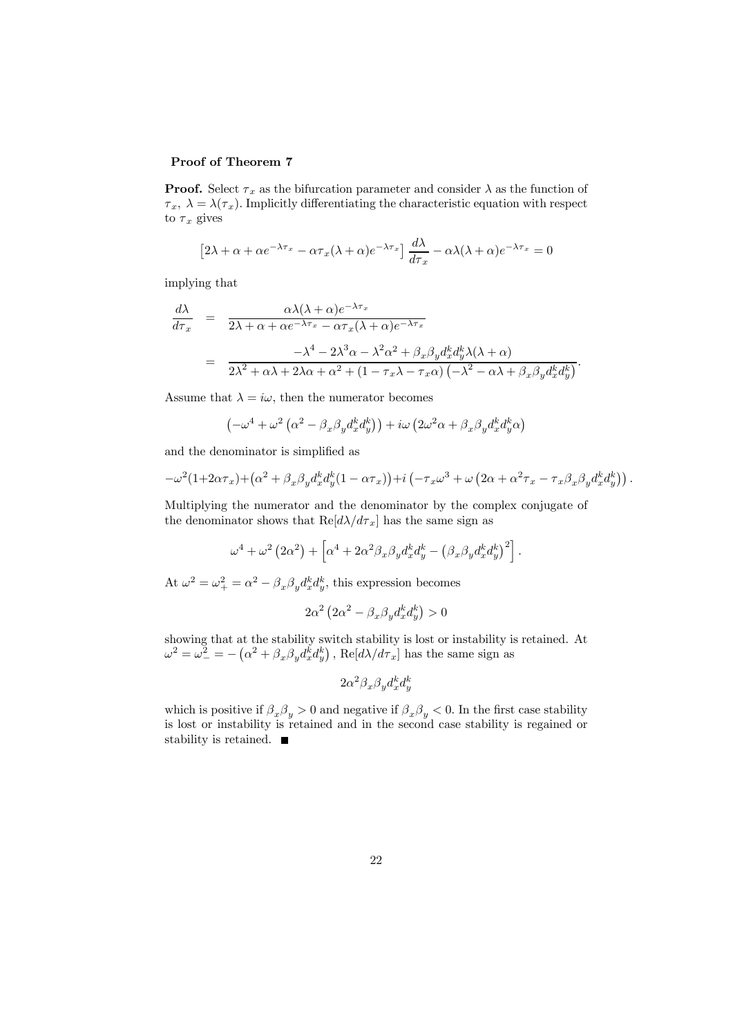**Proof of Theorem 7**

**Proof.** Select $\tau_x$ as the bifurcation parameter and consider $\lambda$ as the function of $\tau_x$, $\lambda = \lambda(\tau_x)$. Implicitly differentiating the characteristic equation with respect to $\tau_x$ gives

$$\left[2\lambda + \alpha + \alpha e^{-\lambda\tau_x} - \alpha\tau_x(\lambda + \alpha)e^{-\lambda\tau_x}\right] \frac{d\lambda}{d\tau_x} - \alpha\lambda(\lambda + \alpha)e^{-\lambda\tau_x} = 0$$

implying that

$$\begin{aligned}
\frac{d\lambda}{d\tau_x} &= \frac{\alpha\lambda(\lambda + \alpha)e^{-\lambda\tau_x}}{2\lambda + \alpha + \alpha e^{-\lambda\tau_x} - \alpha\tau_x(\lambda + \alpha)e^{-\lambda\tau_x}} \\
&= \frac{-\lambda^4 - 2\lambda^3\alpha - \lambda^2\alpha^2 + \beta_x\beta_y d_x^k d_y^k \lambda(\lambda + \alpha)}{2\lambda^2 + \alpha\lambda + 2\lambda\alpha + \alpha^2 + (1 - \tau_x\lambda - \tau_x\alpha)\left(-\lambda^2 - \alpha\lambda + \beta_x\beta_y d_x^k d_y^k\right)}.
\end{aligned}$$

Assume that $\lambda = i\omega$, then the numerator becomes

$$\left(-\omega^4 + \omega^2\left(\alpha^2 - \beta_x\beta_y d_x^k d_y^k\right)\right) + i\omega\left(2\omega^2\alpha + \beta_x\beta_y d_x^k d_y^k\alpha\right)$$

and the denominator is simplified as

$$-\omega^2(1+2\alpha\tau_x) + \left(\alpha^2 + \beta_x\beta_y d_x^k d_y^k(1 - \alpha\tau_x)\right) + i\left(-\tau_x\omega^3 + \omega\left(2\alpha + \alpha^2\tau_x - \tau_x\beta_x\beta_y d_x^k d_y^k\right)\right).$$

Multiplying the numerator and the denominator by the complex conjugate of the denominator shows that $\text{Re}[d\lambda/d\tau_x]$ has the same sign as

$$\omega^4 + \omega^2\left(2\alpha^2\right) + \left[\alpha^4 + 2\alpha^2\beta_x\beta_y d_x^k d_y^k - \left(\beta_x\beta_y d_x^k d_y^k\right)^2\right].$$

At $\omega^2 = \omega_+^2 = \alpha^2 - \beta_x\beta_y d_x^k d_y^k$, this expression becomes

$$2\alpha^2\left(2\alpha^2 - \beta_x\beta_y d_x^k d_y^k\right) > 0$$

showing that at the stability switch stability is lost or instability is retained. At $\omega^2 = \omega_-^2 = -\left(\alpha^2 + \beta_x\beta_y d_x^k d_y^k\right)$, $\text{Re}[d\lambda/d\tau_x]$ has the same sign as

$$2\alpha^2\beta_x\beta_y d_x^k d_y^k$$

which is positive if $\beta_x\beta_y > 0$ and negative if $\beta_x\beta_y < 0$. In the first case stability is lost or instability is retained and in the second case stability is regained or stability is retained. ■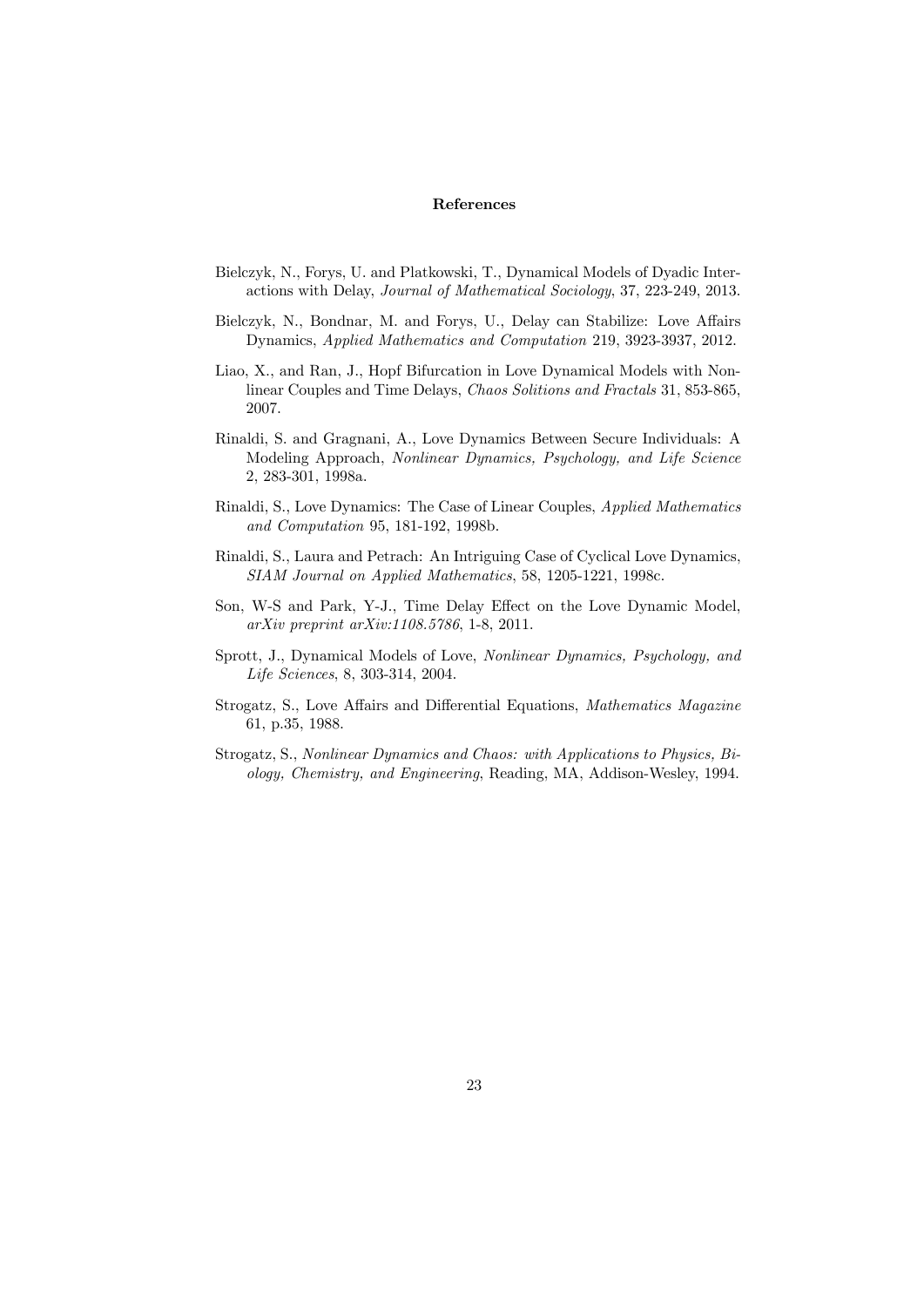## References

Bielczyk, N., Forys, U. and Platkowski, T., Dynamical Models of Dyadic Interactions with Delay, *Journal of Mathematical Sociology*, 37, 223-249, 2013.

Bielczyk, N., Bondnar, M. and Forys, U., Delay can Stabilize: Love Affairs Dynamics, *Applied Mathematics and Computation* 219, 3923-3937, 2012.

Liao, X., and Ran, J., Hopf Bifurcation in Love Dynamical Models with Nonlinear Couples and Time Delays, *Chaos Solitions and Fractals* 31, 853-865, 2007.

Rinaldi, S. and Gragnani, A., Love Dynamics Between Secure Individuals: A Modeling Approach, *Nonlinear Dynamics, Psychology, and Life Science* 2, 283-301, 1998a.

Rinaldi, S., Love Dynamics: The Case of Linear Couples, *Applied Mathematics and Computation* 95, 181-192, 1998b.

Rinaldi, S., Laura and Petrach: An Intriguing Case of Cyclical Love Dynamics, *SIAM Journal on Applied Mathematics*, 58, 1205-1221, 1998c.

Son, W-S and Park, Y-J., Time Delay Effect on the Love Dynamic Model, *arXiv preprint arXiv:1108.5786*, 1-8, 2011.

Sprott, J., Dynamical Models of Love, *Nonlinear Dynamics, Psychology, and Life Sciences*, 8, 303-314, 2004.

Strogatz, S., Love Affairs and Differential Equations, *Mathematics Magazine* 61, p.35, 1988.

Strogatz, S., *Nonlinear Dynamics and Chaos: with Applications to Physics, Biology, Chemistry, and Engineering*, Reading, MA, Addison-Wesley, 1994.